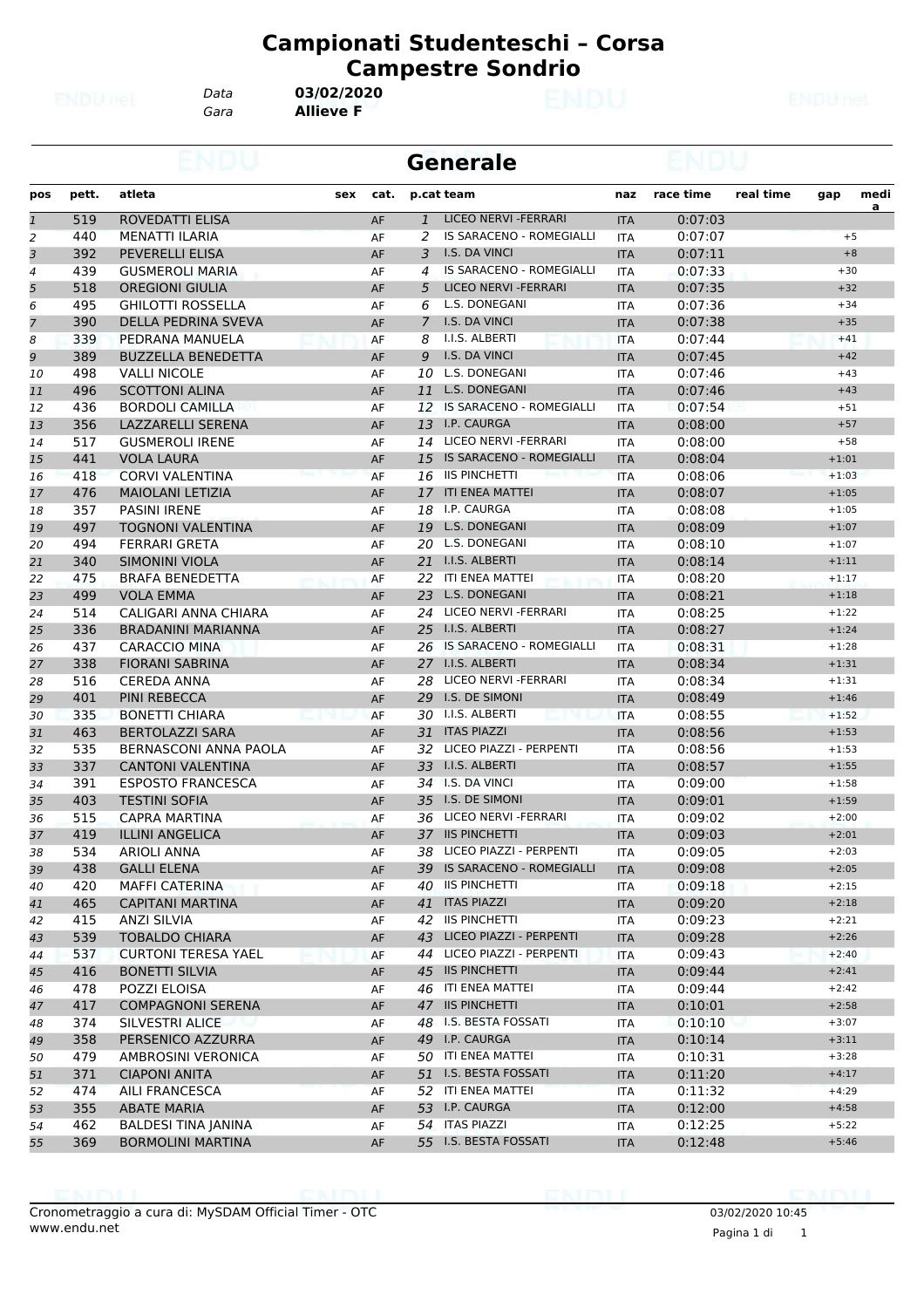# Campionati Studenteschi – Corsa Campestre Sondrio

Data **03/02/2020**
Gara **Allieve F**

## Generale

| pos | pett. | atleta | sex | cat. | p.cat | team | naz | race time | real time | gap | media |
|---|---|---|---|---|---|---|---|---|---|---|---|
| 1 | 519 | ROVEDATTI ELISA | | AF | 1 | LICEO NERVI -FERRARI | ITA | 0:07:03 | | | |
| 2 | 440 | MENATTI ILARIA | | AF | 2 | IS SARACENO - ROMEGIALLI | ITA | 0:07:07 | | +5 | |
| 3 | 392 | PEVERELLI ELISA | | AF | 3 | I.S. DA VINCI | ITA | 0:07:11 | | +8 | |
| 4 | 439 | GUSMEROLI MARIA | | AF | 4 | IS SARACENO - ROMEGIALLI | ITA | 0:07:33 | | +30 | |
| 5 | 518 | OREGIONI GIULIA | | AF | 5 | LICEO NERVI -FERRARI | ITA | 0:07:35 | | +32 | |
| 6 | 495 | GHILOTTI ROSSELLA | | AF | 6 | L.S. DONEGANI | ITA | 0:07:36 | | +34 | |
| 7 | 390 | DELLA PEDRINA SVEVA | | AF | 7 | I.S. DA VINCI | ITA | 0:07:38 | | +35 | |
| 8 | 339 | PEDRANA MANUELA | | AF | 8 | I.I.S. ALBERTI | ITA | 0:07:44 | | +41 | |
| 9 | 389 | BUZZELLA BENEDETTA | | AF | 9 | I.S. DA VINCI | ITA | 0:07:45 | | +42 | |
| 10 | 498 | VALLI NICOLE | | AF | 10 | L.S. DONEGANI | ITA | 0:07:46 | | +43 | |
| 11 | 496 | SCOTTONI ALINA | | AF | 11 | L.S. DONEGANI | ITA | 0:07:46 | | +43 | |
| 12 | 436 | BORDOLI CAMILLA | | AF | 12 | IS SARACENO - ROMEGIALLI | ITA | 0:07:54 | | +51 | |
| 13 | 356 | LAZZARELLI SERENA | | AF | 13 | I.P. CAURGA | ITA | 0:08:00 | | +57 | |
| 14 | 517 | GUSMEROLI IRENE | | AF | 14 | LICEO NERVI -FERRARI | ITA | 0:08:00 | | +58 | |
| 15 | 441 | VOLA LAURA | | AF | 15 | IS SARACENO - ROMEGIALLI | ITA | 0:08:04 | | +1:01 | |
| 16 | 418 | CORVI VALENTINA | | AF | 16 | IIS PINCHETTI | ITA | 0:08:06 | | +1:03 | |
| 17 | 476 | MAIOLANI LETIZIA | | AF | 17 | ITI ENEA MATTEI | ITA | 0:08:07 | | +1:05 | |
| 18 | 357 | PASINI IRENE | | AF | 18 | I.P. CAURGA | ITA | 0:08:08 | | +1:05 | |
| 19 | 497 | TOGNONI VALENTINA | | AF | 19 | L.S. DONEGANI | ITA | 0:08:09 | | +1:07 | |
| 20 | 494 | FERRARI GRETA | | AF | 20 | L.S. DONEGANI | ITA | 0:08:10 | | +1:07 | |
| 21 | 340 | SIMONINI VIOLA | | AF | 21 | I.I.S. ALBERTI | ITA | 0:08:14 | | +1:11 | |
| 22 | 475 | BRAFA BENEDETTA | | AF | 22 | ITI ENEA MATTEI | ITA | 0:08:20 | | +1:17 | |
| 23 | 499 | VOLA EMMA | | AF | 23 | L.S. DONEGANI | ITA | 0:08:21 | | +1:18 | |
| 24 | 514 | CALIGARI ANNA CHIARA | | AF | 24 | LICEO NERVI -FERRARI | ITA | 0:08:25 | | +1:22 | |
| 25 | 336 | BRADANINI MARIANNA | | AF | 25 | I.I.S. ALBERTI | ITA | 0:08:27 | | +1:24 | |
| 26 | 437 | CARACCIO MINA | | AF | 26 | IS SARACENO - ROMEGIALLI | ITA | 0:08:31 | | +1:28 | |
| 27 | 338 | FIORANI SABRINA | | AF | 27 | I.I.S. ALBERTI | ITA | 0:08:34 | | +1:31 | |
| 28 | 516 | CEREDA ANNA | | AF | 28 | LICEO NERVI -FERRARI | ITA | 0:08:34 | | +1:31 | |
| 29 | 401 | PINI REBECCA | | AF | 29 | I.S. DE SIMONI | ITA | 0:08:49 | | +1:46 | |
| 30 | 335 | BONETTI CHIARA | | AF | 30 | I.I.S. ALBERTI | ITA | 0:08:55 | | +1:52 | |
| 31 | 463 | BERTOLAZZI SARA | | AF | 31 | ITAS PIAZZI | ITA | 0:08:56 | | +1:53 | |
| 32 | 535 | BERNASCONI ANNA PAOLA | | AF | 32 | LICEO PIAZZI - PERPENTI | ITA | 0:08:56 | | +1:53 | |
| 33 | 337 | CANTONI VALENTINA | | AF | 33 | I.I.S. ALBERTI | ITA | 0:08:57 | | +1:55 | |
| 34 | 391 | ESPOSTO FRANCESCA | | AF | 34 | I.S. DA VINCI | ITA | 0:09:00 | | +1:58 | |
| 35 | 403 | TESTINI SOFIA | | AF | 35 | I.S. DE SIMONI | ITA | 0:09:01 | | +1:59 | |
| 36 | 515 | CAPRA MARTINA | | AF | 36 | LICEO NERVI -FERRARI | ITA | 0:09:02 | | +2:00 | |
| 37 | 419 | ILLINI ANGELICA | | AF | 37 | IIS PINCHETTI | ITA | 0:09:03 | | +2:01 | |
| 38 | 534 | ARIOLI ANNA | | AF | 38 | LICEO PIAZZI - PERPENTI | ITA | 0:09:05 | | +2:03 | |
| 39 | 438 | GALLI ELENA | | AF | 39 | IS SARACENO - ROMEGIALLI | ITA | 0:09:08 | | +2:05 | |
| 40 | 420 | MAFFI CATERINA | | AF | 40 | IIS PINCHETTI | ITA | 0:09:18 | | +2:15 | |
| 41 | 465 | CAPITANI MARTINA | | AF | 41 | ITAS PIAZZI | ITA | 0:09:20 | | +2:18 | |
| 42 | 415 | ANZI SILVIA | | AF | 42 | IIS PINCHETTI | ITA | 0:09:23 | | +2:21 | |
| 43 | 539 | TOBALDO CHIARA | | AF | 43 | LICEO PIAZZI - PERPENTI | ITA | 0:09:28 | | +2:26 | |
| 44 | 537 | CURTONI TERESA YAEL | | AF | 44 | LICEO PIAZZI - PERPENTI | ITA | 0:09:43 | | +2:40 | |
| 45 | 416 | BONETTI SILVIA | | AF | 45 | IIS PINCHETTI | ITA | 0:09:44 | | +2:41 | |
| 46 | 478 | POZZI ELOISA | | AF | 46 | ITI ENEA MATTEI | ITA | 0:09:44 | | +2:42 | |
| 47 | 417 | COMPAGNONI SERENA | | AF | 47 | IIS PINCHETTI | ITA | 0:10:01 | | +2:58 | |
| 48 | 374 | SILVESTRI ALICE | | AF | 48 | I.S. BESTA FOSSATI | ITA | 0:10:10 | | +3:07 | |
| 49 | 358 | PERSENICO AZZURRA | | AF | 49 | I.P. CAURGA | ITA | 0:10:14 | | +3:11 | |
| 50 | 479 | AMBROSINI VERONICA | | AF | 50 | ITI ENEA MATTEI | ITA | 0:10:31 | | +3:28 | |
| 51 | 371 | CIAPONI ANITA | | AF | 51 | I.S. BESTA FOSSATI | ITA | 0:11:20 | | +4:17 | |
| 52 | 474 | AILI FRANCESCA | | AF | 52 | ITI ENEA MATTEI | ITA | 0:11:32 | | +4:29 | |
| 53 | 355 | ABATE MARIA | | AF | 53 | I.P. CAURGA | ITA | 0:12:00 | | +4:58 | |
| 54 | 462 | BALDESI TINA JANINA | | AF | 54 | ITAS PIAZZI | ITA | 0:12:25 | | +5:22 | |
| 55 | 369 | BORMOLINI MARTINA | | AF | 55 | I.S. BESTA FOSSATI | ITA | 0:12:48 | | +5:46 | |

Cronometraggio a cura di: MySDAM Official Timer - OTC
www.endu.net

03/02/2020 10:45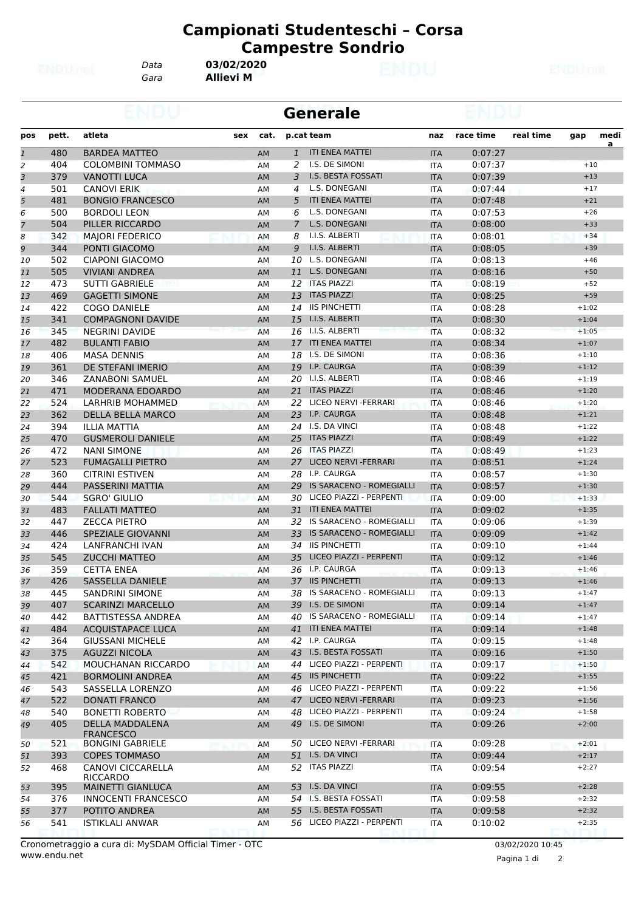# Campionati Studenteschi – Corsa Campestre Sondrio

Data **03/02/2020**
Gara **Allievi M**

## Generale

| pos | pett. | atleta | sex | cat. | p.cat | team | naz | race time | real time | gap | media |
|---|---|---|---|---|---|---|---|---|---|---|---|
| 1 | 480 | BARDEA MATTEO | | AM | 1 | ITI ENEA MATTEI | ITA | 0:07:27 | | | |
| 2 | 404 | COLOMBINI TOMMASO | | AM | 2 | I.S. DE SIMONI | ITA | 0:07:37 | | +10 | |
| 3 | 379 | VANOTTI LUCA | | AM | 3 | I.S. BESTA FOSSATI | ITA | 0:07:39 | | +13 | |
| 4 | 501 | CANOVI ERIK | | AM | 4 | L.S. DONEGANI | ITA | 0:07:44 | | +17 | |
| 5 | 481 | BONGIO FRANCESCO | | AM | 5 | ITI ENEA MATTEI | ITA | 0:07:48 | | +21 | |
| 6 | 500 | BORDOLI LEON | | AM | 6 | L.S. DONEGANI | ITA | 0:07:53 | | +26 | |
| 7 | 504 | PILLER RICCARDO | | AM | 7 | L.S. DONEGANI | ITA | 0:08:00 | | +33 | |
| 8 | 342 | MAJORI FEDERICO | | AM | 8 | I.I.S. ALBERTI | ITA | 0:08:01 | | +34 | |
| 9 | 344 | PONTI GIACOMO | | AM | 9 | I.I.S. ALBERTI | ITA | 0:08:05 | | +39 | |
| 10 | 502 | CIAPONI GIACOMO | | AM | 10 | L.S. DONEGANI | ITA | 0:08:13 | | +46 | |
| 11 | 505 | VIVIANI ANDREA | | AM | 11 | L.S. DONEGANI | ITA | 0:08:16 | | +50 | |
| 12 | 473 | SUTTI GABRIELE | | AM | 12 | ITAS PIAZZI | ITA | 0:08:19 | | +52 | |
| 13 | 469 | GAGETTI SIMONE | | AM | 13 | ITAS PIAZZI | ITA | 0:08:25 | | +59 | |
| 14 | 422 | COGO DANIELE | | AM | 14 | IIS PINCHETTI | ITA | 0:08:28 | | +1:02 | |
| 15 | 341 | COMPAGNONI DAVIDE | | AM | 15 | I.I.S. ALBERTI | ITA | 0:08:30 | | +1:04 | |
| 16 | 345 | NEGRINI DAVIDE | | AM | 16 | I.I.S. ALBERTI | ITA | 0:08:32 | | +1:05 | |
| 17 | 482 | BULANTI FABIO | | AM | 17 | ITI ENEA MATTEI | ITA | 0:08:34 | | +1:07 | |
| 18 | 406 | MASA DENNIS | | AM | 18 | I.S. DE SIMONI | ITA | 0:08:36 | | +1:10 | |
| 19 | 361 | DE STEFANI IMERIO | | AM | 19 | I.P. CAURGA | ITA | 0:08:39 | | +1:12 | |
| 20 | 346 | ZANABONI SAMUEL | | AM | 20 | I.I.S. ALBERTI | ITA | 0:08:46 | | +1:19 | |
| 21 | 471 | MODERANA EDOARDO | | AM | 21 | ITAS PIAZZI | ITA | 0:08:46 | | +1:20 | |
| 22 | 524 | LARHRIB MOHAMMED | | AM | 22 | LICEO NERVI -FERRARI | ITA | 0:08:46 | | +1:20 | |
| 23 | 362 | DELLA BELLA MARCO | | AM | 23 | I.P. CAURGA | ITA | 0:08:48 | | +1:21 | |
| 24 | 394 | ILLIA MATTIA | | AM | 24 | I.S. DA VINCI | ITA | 0:08:48 | | +1:22 | |
| 25 | 470 | GUSMEROLI DANIELE | | AM | 25 | ITAS PIAZZI | ITA | 0:08:49 | | +1:22 | |
| 26 | 472 | NANI SIMONE | | AM | 26 | ITAS PIAZZI | ITA | 0:08:49 | | +1:23 | |
| 27 | 523 | FUMAGALLI PIETRO | | AM | 27 | LICEO NERVI -FERRARI | ITA | 0:08:51 | | +1:24 | |
| 28 | 360 | CITRINI ESTIVEN | | AM | 28 | I.P. CAURGA | ITA | 0:08:57 | | +1:30 | |
| 29 | 444 | PASSERINI MATTIA | | AM | 29 | IS SARACENO - ROMEGIALLI | ITA | 0:08:57 | | +1:30 | |
| 30 | 544 | SGRO' GIULIO | | AM | 30 | LICEO PIAZZI - PERPENTI | ITA | 0:09:00 | | +1:33 | |
| 31 | 483 | FALLATI MATTEO | | AM | 31 | ITI ENEA MATTEI | ITA | 0:09:02 | | +1:35 | |
| 32 | 447 | ZECCA PIETRO | | AM | 32 | IS SARACENO - ROMEGIALLI | ITA | 0:09:06 | | +1:39 | |
| 33 | 446 | SPEZIALE GIOVANNI | | AM | 33 | IS SARACENO - ROMEGIALLI | ITA | 0:09:09 | | +1:42 | |
| 34 | 424 | LANFRANCHI IVAN | | AM | 34 | IIS PINCHETTI | ITA | 0:09:10 | | +1:44 | |
| 35 | 545 | ZUCCHI MATTEO | | AM | 35 | LICEO PIAZZI - PERPENTI | ITA | 0:09:12 | | +1:46 | |
| 36 | 359 | CETTA ENEA | | AM | 36 | I.P. CAURGA | ITA | 0:09:13 | | +1:46 | |
| 37 | 426 | SASSELLA DANIELE | | AM | 37 | IIS PINCHETTI | ITA | 0:09:13 | | +1:46 | |
| 38 | 445 | SANDRINI SIMONE | | AM | 38 | IS SARACENO - ROMEGIALLI | ITA | 0:09:13 | | +1:47 | |
| 39 | 407 | SCARINZI MARCELLO | | AM | 39 | I.S. DE SIMONI | ITA | 0:09:14 | | +1:47 | |
| 40 | 442 | BATTISTESSA ANDREA | | AM | 40 | IS SARACENO - ROMEGIALLI | ITA | 0:09:14 | | +1:47 | |
| 41 | 484 | ACQUISTAPACE LUCA | | AM | 41 | ITI ENEA MATTEI | ITA | 0:09:14 | | +1:48 | |
| 42 | 364 | GIUSSANI MICHELE | | AM | 42 | I.P. CAURGA | ITA | 0:09:15 | | +1:48 | |
| 43 | 375 | AGUZZI NICOLA | | AM | 43 | I.S. BESTA FOSSATI | ITA | 0:09:16 | | +1:50 | |
| 44 | 542 | MOUCHANAN RICCARDO | | AM | 44 | LICEO PIAZZI - PERPENTI | ITA | 0:09:17 | | +1:50 | |
| 45 | 421 | BORMOLINI ANDREA | | AM | 45 | IIS PINCHETTI | ITA | 0:09:22 | | +1:55 | |
| 46 | 543 | SASSELLA LORENZO | | AM | 46 | LICEO PIAZZI - PERPENTI | ITA | 0:09:22 | | +1:56 | |
| 47 | 522 | DONATI FRANCO | | AM | 47 | LICEO NERVI -FERRARI | ITA | 0:09:23 | | +1:56 | |
| 48 | 540 | BONETTI ROBERTO | | AM | 48 | LICEO PIAZZI - PERPENTI | ITA | 0:09:24 | | +1:58 | |
| 49 | 405 | DELLA MADDALENA FRANCESCO | | AM | 49 | I.S. DE SIMONI | ITA | 0:09:26 | | +2:00 | |
| 50 | 521 | BONGINI GABRIELE | | AM | 50 | LICEO NERVI -FERRARI | ITA | 0:09:28 | | +2:01 | |
| 51 | 393 | COPES TOMMASO | | AM | 51 | I.S. DA VINCI | ITA | 0:09:44 | | +2:17 | |
| 52 | 468 | CANOVI CICCARELLA RICCARDO | | AM | 52 | ITAS PIAZZI | ITA | 0:09:54 | | +2:27 | |
| 53 | 395 | MAINETTI GIANLUCA | | AM | 53 | I.S. DA VINCI | ITA | 0:09:55 | | +2:28 | |
| 54 | 376 | INNOCENTI FRANCESCO | | AM | 54 | I.S. BESTA FOSSATI | ITA | 0:09:58 | | +2:32 | |
| 55 | 377 | POTITO ANDREA | | AM | 55 | I.S. BESTA FOSSATI | ITA | 0:09:58 | | +2:32 | |
| 56 | 541 | ISTIKLALI ANWAR | | AM | 56 | LICEO PIAZZI - PERPENTI | ITA | 0:10:02 | | +2:35 | |

Cronometraggio a cura di: MySDAM Official Timer - OTC
www.endu.net

03/02/2020 10:45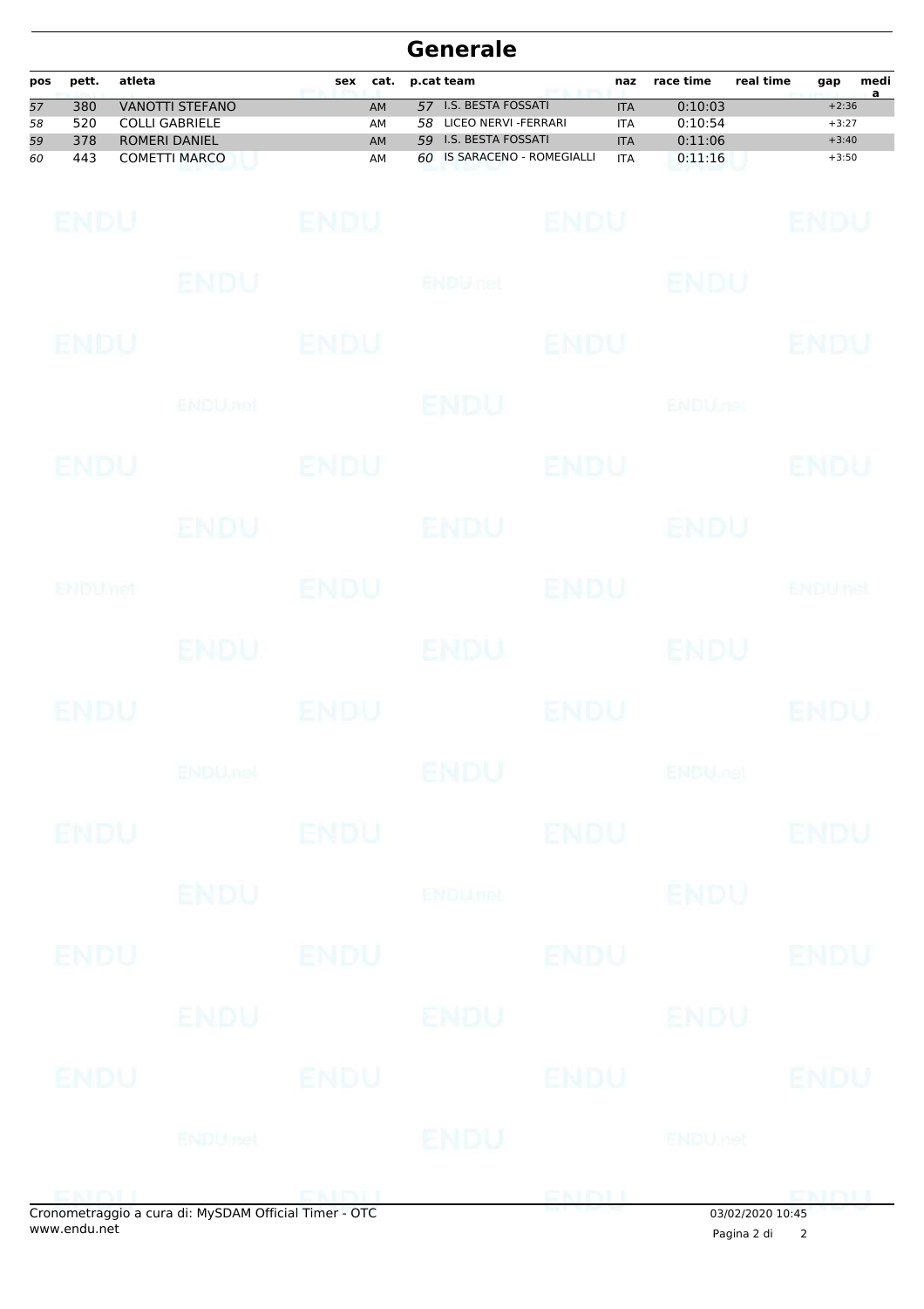# Generale

| pos | pett. | atleta | sex | cat. | p.cat | team | naz | race time | real time | gap | media |
|---|---|---|---|---|---|---|---|---|---|---|---|
| 57 | 380 | VANOTTI STEFANO | | AM | 57 | I.S. BESTA FOSSATI | ITA | 0:10:03 | | +2:36 | |
| 58 | 520 | COLLI GABRIELE | | AM | 58 | LICEO NERVI -FERRARI | ITA | 0:10:54 | | +3:27 | |
| 59 | 378 | ROMERI DANIEL | | AM | 59 | I.S. BESTA FOSSATI | ITA | 0:11:06 | | +3:40 | |
| 60 | 443 | COMETTI MARCO | | AM | 60 | IS SARACENO - ROMEGIALLI | ITA | 0:11:16 | | +3:50 | |

Cronometraggio a cura di: MySDAM Official Timer - OTC
www.endu.net

03/02/2020 10:45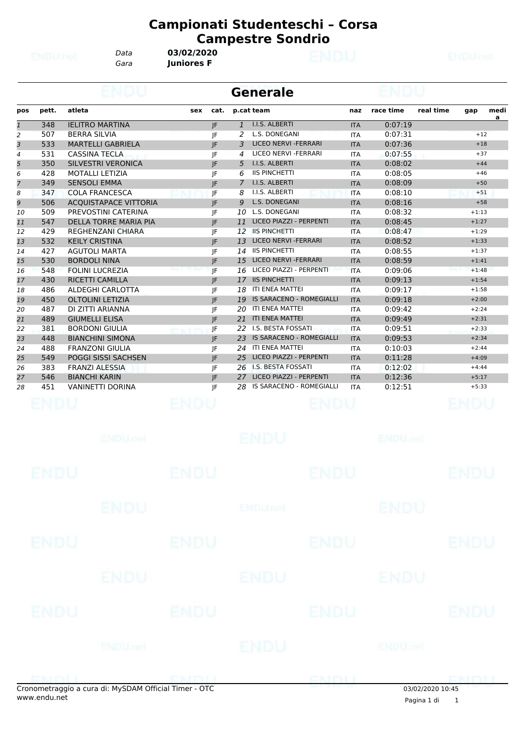# Campionati Studenteschi – Corsa Campestre Sondrio

*Data* **03/02/2020**
*Gara* **Juniores F**

## Generale

| pos | pett. | atleta | sex | cat. | p.cat | team | naz | race time | real time | gap | media |
|---|---|---|---|---|---|---|---|---|---|---|---|
| 1 | 348 | IELITRO MARTINA | | JF | 1 | I.I.S. ALBERTI | ITA | 0:07:19 | | | |
| 2 | 507 | BERRA SILVIA | | JF | 2 | L.S. DONEGANI | ITA | 0:07:31 | | +12 | |
| 3 | 533 | MARTELLI GABRIELA | | JF | 3 | LICEO NERVI -FERRARI | ITA | 0:07:36 | | +18 | |
| 4 | 531 | CASSINA TECLA | | JF | 4 | LICEO NERVI -FERRARI | ITA | 0:07:55 | | +37 | |
| 5 | 350 | SILVESTRI VERONICA | | JF | 5 | I.I.S. ALBERTI | ITA | 0:08:02 | | +44 | |
| 6 | 428 | MOTALLI LETIZIA | | JF | 6 | IIS PINCHETTI | ITA | 0:08:05 | | +46 | |
| 7 | 349 | SENSOLI EMMA | | JF | 7 | I.I.S. ALBERTI | ITA | 0:08:09 | | +50 | |
| 8 | 347 | COLA FRANCESCA | | JF | 8 | I.I.S. ALBERTI | ITA | 0:08:10 | | +51 | |
| 9 | 506 | ACQUISTAPACE VITTORIA | | JF | 9 | L.S. DONEGANI | ITA | 0:08:16 | | +58 | |
| 10 | 509 | PREVOSTINI CATERINA | | JF | 10 | L.S. DONEGANI | ITA | 0:08:32 | | +1:13 | |
| 11 | 547 | DELLA TORRE MARIA PIA | | JF | 11 | LICEO PIAZZI - PERPENTI | ITA | 0:08:45 | | +1:27 | |
| 12 | 429 | REGHENZANI CHIARA | | JF | 12 | IIS PINCHETTI | ITA | 0:08:47 | | +1:29 | |
| 13 | 532 | KEILY CRISTINA | | JF | 13 | LICEO NERVI -FERRARI | ITA | 0:08:52 | | +1:33 | |
| 14 | 427 | AGUTOLI MARTA | | JF | 14 | IIS PINCHETTI | ITA | 0:08:55 | | +1:37 | |
| 15 | 530 | BORDOLI NINA | | JF | 15 | LICEO NERVI -FERRARI | ITA | 0:08:59 | | +1:41 | |
| 16 | 548 | FOLINI LUCREZIA | | JF | 16 | LICEO PIAZZI - PERPENTI | ITA | 0:09:06 | | +1:48 | |
| 17 | 430 | RICETTI CAMILLA | | JF | 17 | IIS PINCHETTI | ITA | 0:09:13 | | +1:54 | |
| 18 | 486 | ALDEGHI CARLOTTA | | JF | 18 | ITI ENEA MATTEI | ITA | 0:09:17 | | +1:58 | |
| 19 | 450 | OLTOLINI LETIZIA | | JF | 19 | IS SARACENO - ROMEGIALLI | ITA | 0:09:18 | | +2:00 | |
| 20 | 487 | DI ZITTI ARIANNA | | JF | 20 | ITI ENEA MATTEI | ITA | 0:09:42 | | +2:24 | |
| 21 | 489 | GIUMELLI ELISA | | JF | 21 | ITI ENEA MATTEI | ITA | 0:09:49 | | +2:31 | |
| 22 | 381 | BORDONI GIULIA | | JF | 22 | I.S. BESTA FOSSATI | ITA | 0:09:51 | | +2:33 | |
| 23 | 448 | BIANCHINI SIMONA | | JF | 23 | IS SARACENO - ROMEGIALLI | ITA | 0:09:53 | | +2:34 | |
| 24 | 488 | FRANZONI GIULIA | | JF | 24 | ITI ENEA MATTEI | ITA | 0:10:03 | | +2:44 | |
| 25 | 549 | POGGI SISSI SACHSEN | | JF | 25 | LICEO PIAZZI - PERPENTI | ITA | 0:11:28 | | +4:09 | |
| 26 | 383 | FRANZI ALESSIA | | JF | 26 | I.S. BESTA FOSSATI | ITA | 0:12:02 | | +4:44 | |
| 27 | 546 | BIANCHI KARIN | | JF | 27 | LICEO PIAZZI - PERPENTI | ITA | 0:12:36 | | +5:17 | |
| 28 | 451 | VANINETTI DORINA | | JF | 28 | IS SARACENO - ROMEGIALLI | ITA | 0:12:51 | | +5:33 | |

Cronometraggio a cura di: MySDAM Official Timer - OTC
www.endu.net

03/02/2020 10:45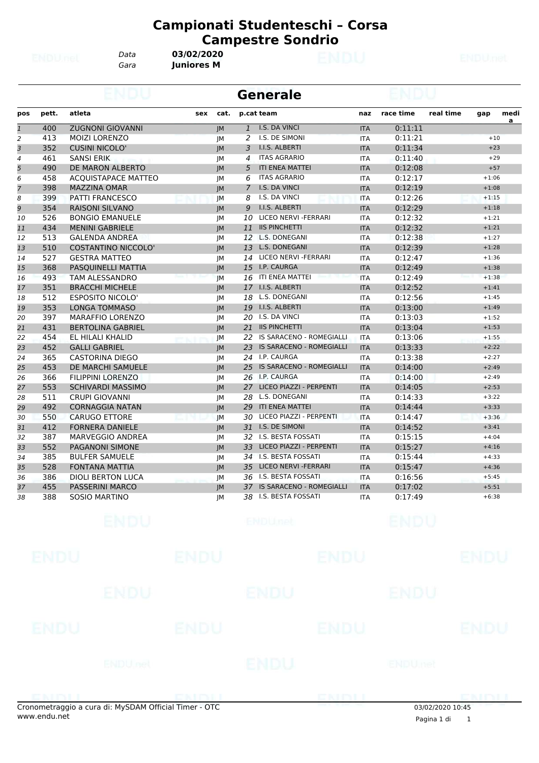# Campionati Studenteschi – Corsa Campestre Sondrio

*Data* **03/02/2020**
*Gara* **Juniores M**

## Generale

| pos | pett. | atleta | sex | cat. | p.cat | team | naz | race time | real time | gap | media |
|---|---|---|---|---|---|---|---|---|---|---|---|
| 1 | 400 | ZUGNONI GIOVANNI | | JM | 1 | I.S. DA VINCI | ITA | 0:11:11 | | | |
| 2 | 413 | MOIZI LORENZO | | JM | 2 | I.S. DE SIMONI | ITA | 0:11:21 | | +10 | |
| 3 | 352 | CUSINI NICOLO' | | JM | 3 | I.I.S. ALBERTI | ITA | 0:11:34 | | +23 | |
| 4 | 461 | SANSI ERIK | | JM | 4 | ITAS AGRARIO | ITA | 0:11:40 | | +29 | |
| 5 | 490 | DE MARON ALBERTO | | JM | 5 | ITI ENEA MATTEI | ITA | 0:12:08 | | +57 | |
| 6 | 458 | ACQUISTAPACE MATTEO | | JM | 6 | ITAS AGRARIO | ITA | 0:12:17 | | +1:06 | |
| 7 | 398 | MAZZINA OMAR | | JM | 7 | I.S. DA VINCI | ITA | 0:12:19 | | +1:08 | |
| 8 | 399 | PATTI FRANCESCO | | JM | 8 | I.S. DA VINCI | ITA | 0:12:26 | | +1:15 | |
| 9 | 354 | RAISONI SILVANO | | JM | 9 | I.I.S. ALBERTI | ITA | 0:12:29 | | +1:18 | |
| 10 | 526 | BONGIO EMANUELE | | JM | 10 | LICEO NERVI -FERRARI | ITA | 0:12:32 | | +1:21 | |
| 11 | 434 | MENINI GABRIELE | | JM | 11 | IIS PINCHETTI | ITA | 0:12:32 | | +1:21 | |
| 12 | 513 | GALENDA ANDREA | | JM | 12 | L.S. DONEGANI | ITA | 0:12:38 | | +1:27 | |
| 13 | 510 | COSTANTINO NICCOLO' | | JM | 13 | L.S. DONEGANI | ITA | 0:12:39 | | +1:28 | |
| 14 | 527 | GESTRA MATTEO | | JM | 14 | LICEO NERVI -FERRARI | ITA | 0:12:47 | | +1:36 | |
| 15 | 368 | PASQUINELLI MATTIA | | JM | 15 | I.P. CAURGA | ITA | 0:12:49 | | +1:38 | |
| 16 | 493 | TAM ALESSANDRO | | JM | 16 | ITI ENEA MATTEI | ITA | 0:12:49 | | +1:38 | |
| 17 | 351 | BRACCHI MICHELE | | JM | 17 | I.I.S. ALBERTI | ITA | 0:12:52 | | +1:41 | |
| 18 | 512 | ESPOSITO NICOLO' | | JM | 18 | L.S. DONEGANI | ITA | 0:12:56 | | +1:45 | |
| 19 | 353 | LONGA TOMMASO | | JM | 19 | I.I.S. ALBERTI | ITA | 0:13:00 | | +1:49 | |
| 20 | 397 | MARAFFIO LORENZO | | JM | 20 | I.S. DA VINCI | ITA | 0:13:03 | | +1:52 | |
| 21 | 431 | BERTOLINA GABRIEL | | JM | 21 | IIS PINCHETTI | ITA | 0:13:04 | | +1:53 | |
| 22 | 454 | EL HILALI KHALID | | JM | 22 | IS SARACENO - ROMEGIALLI | ITA | 0:13:06 | | +1:55 | |
| 23 | 452 | GALLI GABRIEL | | JM | 23 | IS SARACENO - ROMEGIALLI | ITA | 0:13:33 | | +2:22 | |
| 24 | 365 | CASTORINA DIEGO | | JM | 24 | I.P. CAURGA | ITA | 0:13:38 | | +2:27 | |
| 25 | 453 | DE MARCHI SAMUELE | | JM | 25 | IS SARACENO - ROMEGIALLI | ITA | 0:14:00 | | +2:49 | |
| 26 | 366 | FILIPPINI LORENZO | | JM | 26 | I.P. CAURGA | ITA | 0:14:00 | | +2:49 | |
| 27 | 553 | SCHIVARDI MASSIMO | | JM | 27 | LICEO PIAZZI - PERPENTI | ITA | 0:14:05 | | +2:53 | |
| 28 | 511 | CRUPI GIOVANNI | | JM | 28 | L.S. DONEGANI | ITA | 0:14:33 | | +3:22 | |
| 29 | 492 | CORNAGGIA NATAN | | JM | 29 | ITI ENEA MATTEI | ITA | 0:14:44 | | +3:33 | |
| 30 | 550 | CARUGO ETTORE | | JM | 30 | LICEO PIAZZI - PERPENTI | ITA | 0:14:47 | | +3:36 | |
| 31 | 412 | FORNERA DANIELE | | JM | 31 | I.S. DE SIMONI | ITA | 0:14:52 | | +3:41 | |
| 32 | 387 | MARVEGGIO ANDREA | | JM | 32 | I.S. BESTA FOSSATI | ITA | 0:15:15 | | +4:04 | |
| 33 | 552 | PAGANONI SIMONE | | JM | 33 | LICEO PIAZZI - PERPENTI | ITA | 0:15:27 | | +4:16 | |
| 34 | 385 | BULFER SAMUELE | | JM | 34 | I.S. BESTA FOSSATI | ITA | 0:15:44 | | +4:33 | |
| 35 | 528 | FONTANA MATTIA | | JM | 35 | LICEO NERVI -FERRARI | ITA | 0:15:47 | | +4:36 | |
| 36 | 386 | DIOLI BERTON LUCA | | JM | 36 | I.S. BESTA FOSSATI | ITA | 0:16:56 | | +5:45 | |
| 37 | 455 | PASSERINI MARCO | | JM | 37 | IS SARACENO - ROMEGIALLI | ITA | 0:17:02 | | +5:51 | |
| 38 | 388 | SOSIO MARTINO | | JM | 38 | I.S. BESTA FOSSATI | ITA | 0:17:49 | | +6:38 | |

Cronometraggio a cura di: MySDAM Official Timer - OTC
www.endu.net

03/02/2020 10:45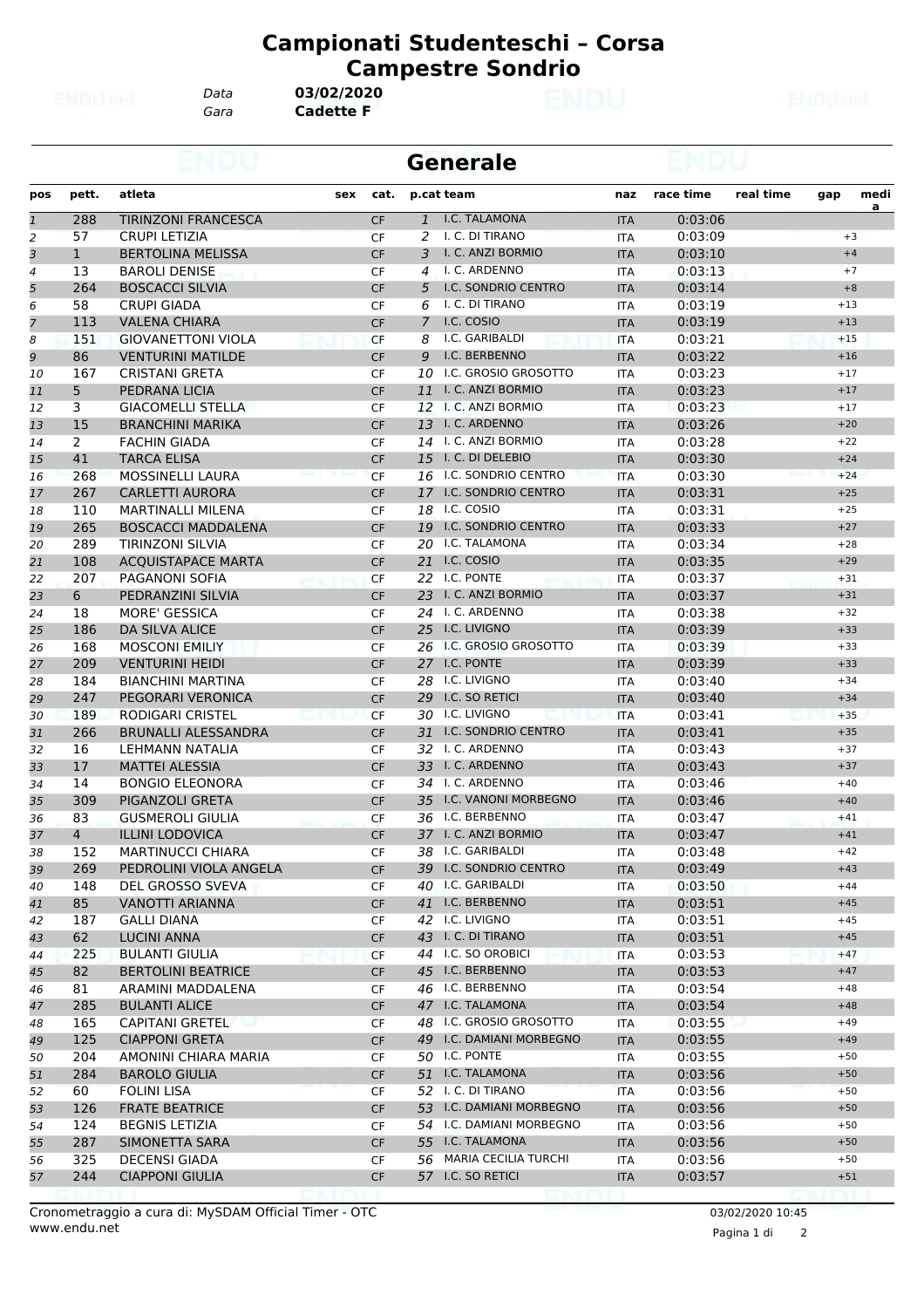# Campionati Studenteschi – Corsa Campestre Sondrio

Data **03/02/2020**
Gara **Cadette F**

## Generale

| pos | pett. | atleta | sex | cat. | p.cat | team | naz | race time | real time | gap | media |
|---|---|---|---|---|---|---|---|---|---|---|---|
| 1 | 288 | TIRINZONI FRANCESCA | | CF | 1 | I.C. TALAMONA | ITA | 0:03:06 | | | |
| 2 | 57 | CRUPI LETIZIA | | CF | 2 | I. C. DI TIRANO | ITA | 0:03:09 | | +3 | |
| 3 | 1 | BERTOLINA MELISSA | | CF | 3 | I. C. ANZI BORMIO | ITA | 0:03:10 | | +4 | |
| 4 | 13 | BAROLI DENISE | | CF | 4 | I. C. ARDENNO | ITA | 0:03:13 | | +7 | |
| 5 | 264 | BOSCACCI SILVIA | | CF | 5 | I.C. SONDRIO CENTRO | ITA | 0:03:14 | | +8 | |
| 6 | 58 | CRUPI GIADA | | CF | 6 | I. C. DI TIRANO | ITA | 0:03:19 | | +13 | |
| 7 | 113 | VALENA CHIARA | | CF | 7 | I.C. COSIO | ITA | 0:03:19 | | +13 | |
| 8 | 151 | GIOVANETTONI VIOLA | | CF | 8 | I.C. GARIBALDI | ITA | 0:03:21 | | +15 | |
| 9 | 86 | VENTURINI MATILDE | | CF | 9 | I.C. BERBENNO | ITA | 0:03:22 | | +16 | |
| 10 | 167 | CRISTANI GRETA | | CF | 10 | I.C. GROSIO GROSOTTO | ITA | 0:03:23 | | +17 | |
| 11 | 5 | PEDRANA LICIA | | CF | 11 | I. C. ANZI BORMIO | ITA | 0:03:23 | | +17 | |
| 12 | 3 | GIACOMELLI STELLA | | CF | 12 | I. C. ANZI BORMIO | ITA | 0:03:23 | | +17 | |
| 13 | 15 | BRANCHINI MARIKA | | CF | 13 | I. C. ARDENNO | ITA | 0:03:26 | | +20 | |
| 14 | 2 | FACHIN GIADA | | CF | 14 | I. C. ANZI BORMIO | ITA | 0:03:28 | | +22 | |
| 15 | 41 | TARCA ELISA | | CF | 15 | I. C. DI DELEBIO | ITA | 0:03:30 | | +24 | |
| 16 | 268 | MOSSINELLI LAURA | | CF | 16 | I.C. SONDRIO CENTRO | ITA | 0:03:30 | | +24 | |
| 17 | 267 | CARLETTI AURORA | | CF | 17 | I.C. SONDRIO CENTRO | ITA | 0:03:31 | | +25 | |
| 18 | 110 | MARTINALLI MILENA | | CF | 18 | I.C. COSIO | ITA | 0:03:31 | | +25 | |
| 19 | 265 | BOSCACCI MADDALENA | | CF | 19 | I.C. SONDRIO CENTRO | ITA | 0:03:33 | | +27 | |
| 20 | 289 | TIRINZONI SILVIA | | CF | 20 | I.C. TALAMONA | ITA | 0:03:34 | | +28 | |
| 21 | 108 | ACQUISTAPACE MARTA | | CF | 21 | I.C. COSIO | ITA | 0:03:35 | | +29 | |
| 22 | 207 | PAGANONI SOFIA | | CF | 22 | I.C. PONTE | ITA | 0:03:37 | | +31 | |
| 23 | 6 | PEDRANZINI SILVIA | | CF | 23 | I. C. ANZI BORMIO | ITA | 0:03:37 | | +31 | |
| 24 | 18 | MORE' GESSICA | | CF | 24 | I. C. ARDENNO | ITA | 0:03:38 | | +32 | |
| 25 | 186 | DA SILVA ALICE | | CF | 25 | I.C. LIVIGNO | ITA | 0:03:39 | | +33 | |
| 26 | 168 | MOSCONI EMILIY | | CF | 26 | I.C. GROSIO GROSOTTO | ITA | 0:03:39 | | +33 | |
| 27 | 209 | VENTURINI HEIDI | | CF | 27 | I.C. PONTE | ITA | 0:03:39 | | +33 | |
| 28 | 184 | BIANCHINI MARTINA | | CF | 28 | I.C. LIVIGNO | ITA | 0:03:40 | | +34 | |
| 29 | 247 | PEGORARI VERONICA | | CF | 29 | I.C. SO RETICI | ITA | 0:03:40 | | +34 | |
| 30 | 189 | RODIGARI CRISTEL | | CF | 30 | I.C. LIVIGNO | ITA | 0:03:41 | | +35 | |
| 31 | 266 | BRUNALLI ALESSANDRA | | CF | 31 | I.C. SONDRIO CENTRO | ITA | 0:03:41 | | +35 | |
| 32 | 16 | LEHMANN NATALIA | | CF | 32 | I. C. ARDENNO | ITA | 0:03:43 | | +37 | |
| 33 | 17 | MATTEI ALESSIA | | CF | 33 | I. C. ARDENNO | ITA | 0:03:43 | | +37 | |
| 34 | 14 | BONGIO ELEONORA | | CF | 34 | I. C. ARDENNO | ITA | 0:03:46 | | +40 | |
| 35 | 309 | PIGANZOLI GRETA | | CF | 35 | I.C. VANONI MORBEGNO | ITA | 0:03:46 | | +40 | |
| 36 | 83 | GUSMEROLI GIULIA | | CF | 36 | I.C. BERBENNO | ITA | 0:03:47 | | +41 | |
| 37 | 4 | ILLINI LODOVICA | | CF | 37 | I. C. ANZI BORMIO | ITA | 0:03:47 | | +41 | |
| 38 | 152 | MARTINUCCI CHIARA | | CF | 38 | I.C. GARIBALDI | ITA | 0:03:48 | | +42 | |
| 39 | 269 | PEDROLINI VIOLA ANGELA | | CF | 39 | I.C. SONDRIO CENTRO | ITA | 0:03:49 | | +43 | |
| 40 | 148 | DEL GROSSO SVEVA | | CF | 40 | I.C. GARIBALDI | ITA | 0:03:50 | | +44 | |
| 41 | 85 | VANOTTI ARIANNA | | CF | 41 | I.C. BERBENNO | ITA | 0:03:51 | | +45 | |
| 42 | 187 | GALLI DIANA | | CF | 42 | I.C. LIVIGNO | ITA | 0:03:51 | | +45 | |
| 43 | 62 | LUCINI ANNA | | CF | 43 | I. C. DI TIRANO | ITA | 0:03:51 | | +45 | |
| 44 | 225 | BULANTI GIULIA | | CF | 44 | I.C. SO OROBICI | ITA | 0:03:53 | | +47 | |
| 45 | 82 | BERTOLINI BEATRICE | | CF | 45 | I.C. BERBENNO | ITA | 0:03:53 | | +47 | |
| 46 | 81 | ARAMINI MADDALENA | | CF | 46 | I.C. BERBENNO | ITA | 0:03:54 | | +48 | |
| 47 | 285 | BULANTI ALICE | | CF | 47 | I.C. TALAMONA | ITA | 0:03:54 | | +48 | |
| 48 | 165 | CAPITANI GRETEL | | CF | 48 | I.C. GROSIO GROSOTTO | ITA | 0:03:55 | | +49 | |
| 49 | 125 | CIAPPONI GRETA | | CF | 49 | I.C. DAMIANI MORBEGNO | ITA | 0:03:55 | | +49 | |
| 50 | 204 | AMONINI CHIARA MARIA | | CF | 50 | I.C. PONTE | ITA | 0:03:55 | | +50 | |
| 51 | 284 | BAROLO GIULIA | | CF | 51 | I.C. TALAMONA | ITA | 0:03:56 | | +50 | |
| 52 | 60 | FOLINI LISA | | CF | 52 | I. C. DI TIRANO | ITA | 0:03:56 | | +50 | |
| 53 | 126 | FRATE BEATRICE | | CF | 53 | I.C. DAMIANI MORBEGNO | ITA | 0:03:56 | | +50 | |
| 54 | 124 | BEGNIS LETIZIA | | CF | 54 | I.C. DAMIANI MORBEGNO | ITA | 0:03:56 | | +50 | |
| 55 | 287 | SIMONETTA SARA | | CF | 55 | I.C. TALAMONA | ITA | 0:03:56 | | +50 | |
| 56 | 325 | DECENSI GIADA | | CF | 56 | MARIA CECILIA TURCHI | ITA | 0:03:56 | | +50 | |
| 57 | 244 | CIAPPONI GIULIA | | CF | 57 | I.C. SO RETICI | ITA | 0:03:57 | | +51 | |

Cronometraggio a cura di: MySDAM Official Timer - OTC
www.endu.net

03/02/2020 10:45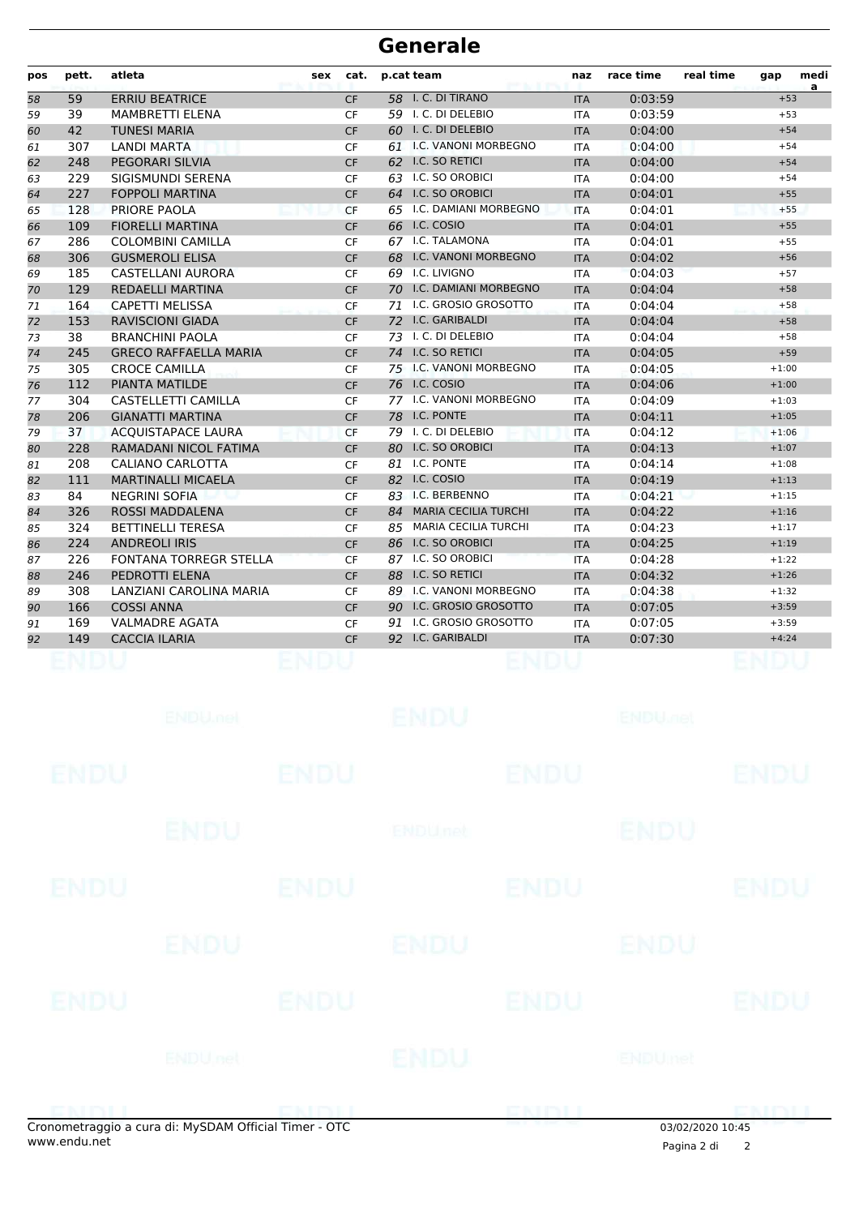# Generale

| pos | pett. | atleta | sex | cat. | p.cat | team | naz | race time | real time | gap | media |
|---|---|---|---|---|---|---|---|---|---|---|---|
| 58 | 59 | ERRIU BEATRICE | | CF | 58 | I. C. DI TIRANO | ITA | 0:03:59 | | +53 | |
| 59 | 39 | MAMBRETTI ELENA | | CF | 59 | I. C. DI DELEBIO | ITA | 0:03:59 | | +53 | |
| 60 | 42 | TUNESI MARIA | | CF | 60 | I. C. DI DELEBIO | ITA | 0:04:00 | | +54 | |
| 61 | 307 | LANDI MARTA | | CF | 61 | I.C. VANONI MORBEGNO | ITA | 0:04:00 | | +54 | |
| 62 | 248 | PEGORARI SILVIA | | CF | 62 | I.C. SO RETICI | ITA | 0:04:00 | | +54 | |
| 63 | 229 | SIGISMUNDI SERENA | | CF | 63 | I.C. SO OROBICI | ITA | 0:04:00 | | +54 | |
| 64 | 227 | FOPPOLI MARTINA | | CF | 64 | I.C. SO OROBICI | ITA | 0:04:01 | | +55 | |
| 65 | 128 | PRIORE PAOLA | | CF | 65 | I.C. DAMIANI MORBEGNO | ITA | 0:04:01 | | +55 | |
| 66 | 109 | FIORELLI MARTINA | | CF | 66 | I.C. COSIO | ITA | 0:04:01 | | +55 | |
| 67 | 286 | COLOMBINI CAMILLA | | CF | 67 | I.C. TALAMONA | ITA | 0:04:01 | | +55 | |
| 68 | 306 | GUSMEROLI ELISA | | CF | 68 | I.C. VANONI MORBEGNO | ITA | 0:04:02 | | +56 | |
| 69 | 185 | CASTELLANI AURORA | | CF | 69 | I.C. LIVIGNO | ITA | 0:04:03 | | +57 | |
| 70 | 129 | REDAELLI MARTINA | | CF | 70 | I.C. DAMIANI MORBEGNO | ITA | 0:04:04 | | +58 | |
| 71 | 164 | CAPETTI MELISSA | | CF | 71 | I.C. GROSIO GROSOTTO | ITA | 0:04:04 | | +58 | |
| 72 | 153 | RAVISCIONI GIADA | | CF | 72 | I.C. GARIBALDI | ITA | 0:04:04 | | +58 | |
| 73 | 38 | BRANCHINI PAOLA | | CF | 73 | I. C. DI DELEBIO | ITA | 0:04:04 | | +58 | |
| 74 | 245 | GRECO RAFFAELLA MARIA | | CF | 74 | I.C. SO RETICI | ITA | 0:04:05 | | +59 | |
| 75 | 305 | CROCE CAMILLA | | CF | 75 | I.C. VANONI MORBEGNO | ITA | 0:04:05 | | +1:00 | |
| 76 | 112 | PIANTA MATILDE | | CF | 76 | I.C. COSIO | ITA | 0:04:06 | | +1:00 | |
| 77 | 304 | CASTELLETTI CAMILLA | | CF | 77 | I.C. VANONI MORBEGNO | ITA | 0:04:09 | | +1:03 | |
| 78 | 206 | GIANATTI MARTINA | | CF | 78 | I.C. PONTE | ITA | 0:04:11 | | +1:05 | |
| 79 | 37 | ACQUISTAPACE LAURA | | CF | 79 | I. C. DI DELEBIO | ITA | 0:04:12 | | +1:06 | |
| 80 | 228 | RAMADANI NICOL FATIMA | | CF | 80 | I.C. SO OROBICI | ITA | 0:04:13 | | +1:07 | |
| 81 | 208 | CALIANO CARLOTTA | | CF | 81 | I.C. PONTE | ITA | 0:04:14 | | +1:08 | |
| 82 | 111 | MARTINALLI MICAELA | | CF | 82 | I.C. COSIO | ITA | 0:04:19 | | +1:13 | |
| 83 | 84 | NEGRINI SOFIA | | CF | 83 | I.C. BERBENNO | ITA | 0:04:21 | | +1:15 | |
| 84 | 326 | ROSSI MADDALENA | | CF | 84 | MARIA CECILIA TURCHI | ITA | 0:04:22 | | +1:16 | |
| 85 | 324 | BETTINELLI TERESA | | CF | 85 | MARIA CECILIA TURCHI | ITA | 0:04:23 | | +1:17 | |
| 86 | 224 | ANDREOLI IRIS | | CF | 86 | I.C. SO OROBICI | ITA | 0:04:25 | | +1:19 | |
| 87 | 226 | FONTANA TORREGR STELLA | | CF | 87 | I.C. SO OROBICI | ITA | 0:04:28 | | +1:22 | |
| 88 | 246 | PEDROTTI ELENA | | CF | 88 | I.C. SO RETICI | ITA | 0:04:32 | | +1:26 | |
| 89 | 308 | LANZIANI CAROLINA MARIA | | CF | 89 | I.C. VANONI MORBEGNO | ITA | 0:04:38 | | +1:32 | |
| 90 | 166 | COSSI ANNA | | CF | 90 | I.C. GROSIO GROSOTTO | ITA | 0:07:05 | | +3:59 | |
| 91 | 169 | VALMADRE AGATA | | CF | 91 | I.C. GROSIO GROSOTTO | ITA | 0:07:05 | | +3:59 | |
| 92 | 149 | CACCIA ILARIA | | CF | 92 | I.C. GARIBALDI | ITA | 0:07:30 | | +4:24 | |

Cronometraggio a cura di: MySDAM Official Timer - OTC
www.endu.net

03/02/2020 10:45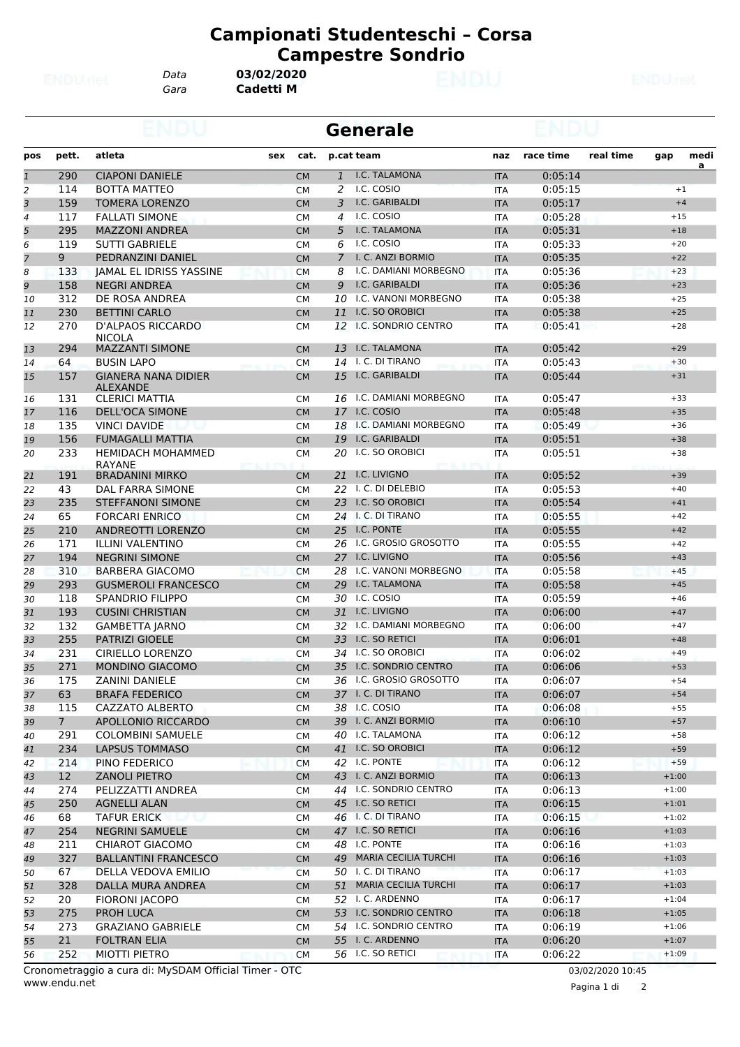# Campionati Studenteschi – Corsa Campestre Sondrio

*Data* **03/02/2020**
*Gara* **Cadetti M**

## Generale

| pos | pett. | atleta | sex | cat. | p.cat | team | naz | race time | real time | gap | media |
|---|---|---|---|---|---|---|---|---|---|---|---|
| 1 | 290 | CIAPONI DANIELE | | CM | 1 | I.C. TALAMONA | ITA | 0:05:14 | | | |
| 2 | 114 | BOTTA MATTEO | | CM | 2 | I.C. COSIO | ITA | 0:05:15 | | +1 | |
| 3 | 159 | TOMERA LORENZO | | CM | 3 | I.C. GARIBALDI | ITA | 0:05:17 | | +4 | |
| 4 | 117 | FALLATI SIMONE | | CM | 4 | I.C. COSIO | ITA | 0:05:28 | | +15 | |
| 5 | 295 | MAZZONI ANDREA | | CM | 5 | I.C. TALAMONA | ITA | 0:05:31 | | +18 | |
| 6 | 119 | SUTTI GABRIELE | | CM | 6 | I.C. COSIO | ITA | 0:05:33 | | +20 | |
| 7 | 9 | PEDRANZINI DANIEL | | CM | 7 | I. C. ANZI BORMIO | ITA | 0:05:35 | | +22 | |
| 8 | 133 | JAMAL EL IDRISS YASSINE | | CM | 8 | I.C. DAMIANI MORBEGNO | ITA | 0:05:36 | | +23 | |
| 9 | 158 | NEGRI ANDREA | | CM | 9 | I.C. GARIBALDI | ITA | 0:05:36 | | +23 | |
| 10 | 312 | DE ROSA ANDREA | | CM | 10 | I.C. VANONI MORBEGNO | ITA | 0:05:38 | | +25 | |
| 11 | 230 | BETTINI CARLO | | CM | 11 | I.C. SO OROBICI | ITA | 0:05:38 | | +25 | |
| 12 | 270 | D'ALPAOS RICCARDO NICOLA | | CM | 12 | I.C. SONDRIO CENTRO | ITA | 0:05:41 | | +28 | |
| 13 | 294 | MAZZANTI SIMONE | | CM | 13 | I.C. TALAMONA | ITA | 0:05:42 | | +29 | |
| 14 | 64 | BUSIN LAPO | | CM | 14 | I. C. DI TIRANO | ITA | 0:05:43 | | +30 | |
| 15 | 157 | GIANERA NANA DIDIER ALEXANDE | | CM | 15 | I.C. GARIBALDI | ITA | 0:05:44 | | +31 | |
| 16 | 131 | CLERICI MATTIA | | CM | 16 | I.C. DAMIANI MORBEGNO | ITA | 0:05:47 | | +33 | |
| 17 | 116 | DELL'OCA SIMONE | | CM | 17 | I.C. COSIO | ITA | 0:05:48 | | +35 | |
| 18 | 135 | VINCI DAVIDE | | CM | 18 | I.C. DAMIANI MORBEGNO | ITA | 0:05:49 | | +36 | |
| 19 | 156 | FUMAGALLI MATTIA | | CM | 19 | I.C. GARIBALDI | ITA | 0:05:51 | | +38 | |
| 20 | 233 | HEMIDACH MOHAMMED RAYANE | | CM | 20 | I.C. SO OROBICI | ITA | 0:05:51 | | +38 | |
| 21 | 191 | BRADANINI MIRKO | | CM | 21 | I.C. LIVIGNO | ITA | 0:05:52 | | +39 | |
| 22 | 43 | DAL FARRA SIMONE | | CM | 22 | I. C. DI DELEBIO | ITA | 0:05:53 | | +40 | |
| 23 | 235 | STEFFANONI SIMONE | | CM | 23 | I.C. SO OROBICI | ITA | 0:05:54 | | +41 | |
| 24 | 65 | FORCARI ENRICO | | CM | 24 | I. C. DI TIRANO | ITA | 0:05:55 | | +42 | |
| 25 | 210 | ANDREOTTI LORENZO | | CM | 25 | I.C. PONTE | ITA | 0:05:55 | | +42 | |
| 26 | 171 | ILLINI VALENTINO | | CM | 26 | I.C. GROSIO GROSOTTO | ITA | 0:05:55 | | +42 | |
| 27 | 194 | NEGRINI SIMONE | | CM | 27 | I.C. LIVIGNO | ITA | 0:05:56 | | +43 | |
| 28 | 310 | BARBERA GIACOMO | | CM | 28 | I.C. VANONI MORBEGNO | ITA | 0:05:58 | | +45 | |
| 29 | 293 | GUSMEROLI FRANCESCO | | CM | 29 | I.C. TALAMONA | ITA | 0:05:58 | | +45 | |
| 30 | 118 | SPANDRIO FILIPPO | | CM | 30 | I.C. COSIO | ITA | 0:05:59 | | +46 | |
| 31 | 193 | CUSINI CHRISTIAN | | CM | 31 | I.C. LIVIGNO | ITA | 0:06:00 | | +47 | |
| 32 | 132 | GAMBETTA JARNO | | CM | 32 | I.C. DAMIANI MORBEGNO | ITA | 0:06:00 | | +47 | |
| 33 | 255 | PATRIZI GIOELE | | CM | 33 | I.C. SO RETICI | ITA | 0:06:01 | | +48 | |
| 34 | 231 | CIRIELLO LORENZO | | CM | 34 | I.C. SO OROBICI | ITA | 0:06:02 | | +49 | |
| 35 | 271 | MONDINO GIACOMO | | CM | 35 | I.C. SONDRIO CENTRO | ITA | 0:06:06 | | +53 | |
| 36 | 175 | ZANINI DANIELE | | CM | 36 | I.C. GROSIO GROSOTTO | ITA | 0:06:07 | | +54 | |
| 37 | 63 | BRAFA FEDERICO | | CM | 37 | I. C. DI TIRANO | ITA | 0:06:07 | | +54 | |
| 38 | 115 | CAZZATO ALBERTO | | CM | 38 | I.C. COSIO | ITA | 0:06:08 | | +55 | |
| 39 | 7 | APOLLONIO RICCARDO | | CM | 39 | I. C. ANZI BORMIO | ITA | 0:06:10 | | +57 | |
| 40 | 291 | COLOMBINI SAMUELE | | CM | 40 | I.C. TALAMONA | ITA | 0:06:12 | | +58 | |
| 41 | 234 | LAPSUS TOMMASO | | CM | 41 | I.C. SO OROBICI | ITA | 0:06:12 | | +59 | |
| 42 | 214 | PINO FEDERICO | | CM | 42 | I.C. PONTE | ITA | 0:06:12 | | +59 | |
| 43 | 12 | ZANOLI PIETRO | | CM | 43 | I. C. ANZI BORMIO | ITA | 0:06:13 | | +1:00 | |
| 44 | 274 | PELIZZATTI ANDREA | | CM | 44 | I.C. SONDRIO CENTRO | ITA | 0:06:13 | | +1:00 | |
| 45 | 250 | AGNELLI ALAN | | CM | 45 | I.C. SO RETICI | ITA | 0:06:15 | | +1:01 | |
| 46 | 68 | TAFUR ERICK | | CM | 46 | I. C. DI TIRANO | ITA | 0:06:15 | | +1:02 | |
| 47 | 254 | NEGRINI SAMUELE | | CM | 47 | I.C. SO RETICI | ITA | 0:06:16 | | +1:03 | |
| 48 | 211 | CHIAROT GIACOMO | | CM | 48 | I.C. PONTE | ITA | 0:06:16 | | +1:03 | |
| 49 | 327 | BALLANTINI FRANCESCO | | CM | 49 | MARIA CECILIA TURCHI | ITA | 0:06:16 | | +1:03 | |
| 50 | 67 | DELLA VEDOVA EMILIO | | CM | 50 | I. C. DI TIRANO | ITA | 0:06:17 | | +1:03 | |
| 51 | 328 | DALLA MURA ANDREA | | CM | 51 | MARIA CECILIA TURCHI | ITA | 0:06:17 | | +1:03 | |
| 52 | 20 | FIORONI JACOPO | | CM | 52 | I. C. ARDENNO | ITA | 0:06:17 | | +1:04 | |
| 53 | 275 | PROH LUCA | | CM | 53 | I.C. SONDRIO CENTRO | ITA | 0:06:18 | | +1:05 | |
| 54 | 273 | GRAZIANO GABRIELE | | CM | 54 | I.C. SONDRIO CENTRO | ITA | 0:06:19 | | +1:06 | |
| 55 | 21 | FOLTRAN ELIA | | CM | 55 | I. C. ARDENNO | ITA | 0:06:20 | | +1:07 | |
| 56 | 252 | MIOTTI PIETRO | | CM | 56 | I.C. SO RETICI | ITA | 0:06:22 | | +1:09 | |

Cronometraggio a cura di: MySDAM Official Timer - OTC
www.endu.net

03/02/2020 10:45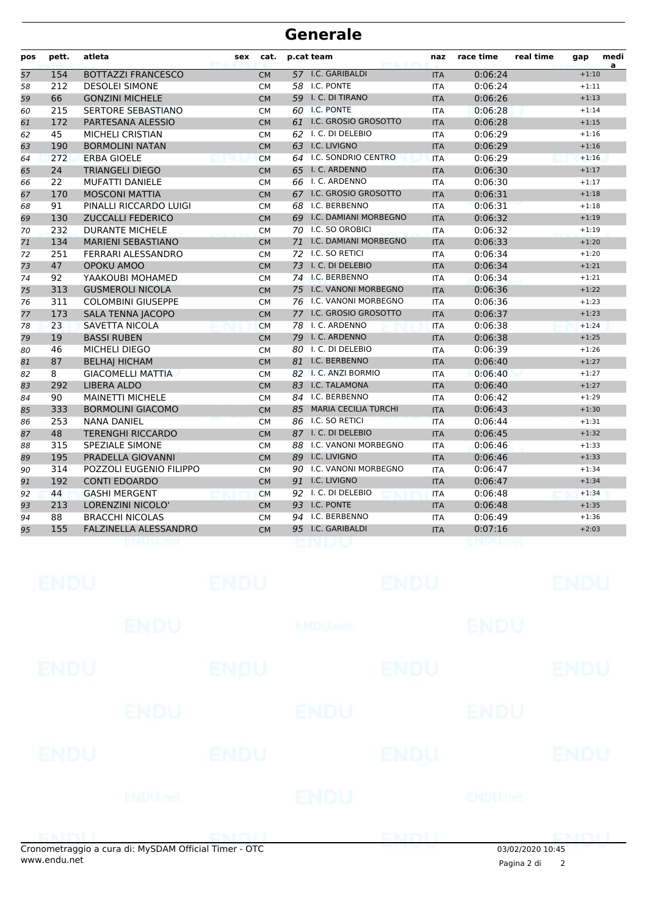# Generale

| pos | pett. | atleta | sex | cat. | p.cat | team | naz | race time | real time | gap | media |
|---|---|---|---|---|---|---|---|---|---|---|---|
| 57 | 154 | BOTTAZZI FRANCESCO | | CM | 57 | I.C. GARIBALDI | ITA | 0:06:24 | | +1:10 | |
| 58 | 212 | DESOLEI SIMONE | | CM | 58 | I.C. PONTE | ITA | 0:06:24 | | +1:11 | |
| 59 | 66 | GONZINI MICHELE | | CM | 59 | I. C. DI TIRANO | ITA | 0:06:26 | | +1:13 | |
| 60 | 215 | SERTORE SEBASTIANO | | CM | 60 | I.C. PONTE | ITA | 0:06:28 | | +1:14 | |
| 61 | 172 | PARTESANA ALESSIO | | CM | 61 | I.C. GROSIO GROSOTTO | ITA | 0:06:28 | | +1:15 | |
| 62 | 45 | MICHELI CRISTIAN | | CM | 62 | I. C. DI DELEBIO | ITA | 0:06:29 | | +1:16 | |
| 63 | 190 | BORMOLINI NATAN | | CM | 63 | I.C. LIVIGNO | ITA | 0:06:29 | | +1:16 | |
| 64 | 272 | ERBA GIOELE | | CM | 64 | I.C. SONDRIO CENTRO | ITA | 0:06:29 | | +1:16 | |
| 65 | 24 | TRIANGELI DIEGO | | CM | 65 | I. C. ARDENNO | ITA | 0:06:30 | | +1:17 | |
| 66 | 22 | MUFATTI DANIELE | | CM | 66 | I. C. ARDENNO | ITA | 0:06:30 | | +1:17 | |
| 67 | 170 | MOSCONI MATTIA | | CM | 67 | I.C. GROSIO GROSOTTO | ITA | 0:06:31 | | +1:18 | |
| 68 | 91 | PINALLI RICCARDO LUIGI | | CM | 68 | I.C. BERBENNO | ITA | 0:06:31 | | +1:18 | |
| 69 | 130 | ZUCCALLI FEDERICO | | CM | 69 | I.C. DAMIANI MORBEGNO | ITA | 0:06:32 | | +1:19 | |
| 70 | 232 | DURANTE MICHELE | | CM | 70 | I.C. SO OROBICI | ITA | 0:06:32 | | +1:19 | |
| 71 | 134 | MARIENI SEBASTIANO | | CM | 71 | I.C. DAMIANI MORBEGNO | ITA | 0:06:33 | | +1:20 | |
| 72 | 251 | FERRARI ALESSANDRO | | CM | 72 | I.C. SO RETICI | ITA | 0:06:34 | | +1:20 | |
| 73 | 47 | OPOKU AMOO | | CM | 73 | I. C. DI DELEBIO | ITA | 0:06:34 | | +1:21 | |
| 74 | 92 | YAAKOUBI MOHAMED | | CM | 74 | I.C. BERBENNO | ITA | 0:06:34 | | +1:21 | |
| 75 | 313 | GUSMEROLI NICOLA | | CM | 75 | I.C. VANONI MORBEGNO | ITA | 0:06:36 | | +1:22 | |
| 76 | 311 | COLOMBINI GIUSEPPE | | CM | 76 | I.C. VANONI MORBEGNO | ITA | 0:06:36 | | +1:23 | |
| 77 | 173 | SALA TENNA JACOPO | | CM | 77 | I.C. GROSIO GROSOTTO | ITA | 0:06:37 | | +1:23 | |
| 78 | 23 | SAVETTA NICOLA | | CM | 78 | I. C. ARDENNO | ITA | 0:06:38 | | +1:24 | |
| 79 | 19 | BASSI RUBEN | | CM | 79 | I. C. ARDENNO | ITA | 0:06:38 | | +1:25 | |
| 80 | 46 | MICHELI DIEGO | | CM | 80 | I. C. DI DELEBIO | ITA | 0:06:39 | | +1:26 | |
| 81 | 87 | BELHAJ HICHAM | | CM | 81 | I.C. BERBENNO | ITA | 0:06:40 | | +1:27 | |
| 82 | 8 | GIACOMELLI MATTIA | | CM | 82 | I. C. ANZI BORMIO | ITA | 0:06:40 | | +1:27 | |
| 83 | 292 | LIBERA ALDO | | CM | 83 | I.C. TALAMONA | ITA | 0:06:40 | | +1:27 | |
| 84 | 90 | MAINETTI MICHELE | | CM | 84 | I.C. BERBENNO | ITA | 0:06:42 | | +1:29 | |
| 85 | 333 | BORMOLINI GIACOMO | | CM | 85 | MARIA CECILIA TURCHI | ITA | 0:06:43 | | +1:30 | |
| 86 | 253 | NANA DANIEL | | CM | 86 | I.C. SO RETICI | ITA | 0:06:44 | | +1:31 | |
| 87 | 48 | TERENGHI RICCARDO | | CM | 87 | I. C. DI DELEBIO | ITA | 0:06:45 | | +1:32 | |
| 88 | 315 | SPEZIALE SIMONE | | CM | 88 | I.C. VANONI MORBEGNO | ITA | 0:06:46 | | +1:33 | |
| 89 | 195 | PRADELLA GIOVANNI | | CM | 89 | I.C. LIVIGNO | ITA | 0:06:46 | | +1:33 | |
| 90 | 314 | POZZOLI EUGENIO FILIPPO | | CM | 90 | I.C. VANONI MORBEGNO | ITA | 0:06:47 | | +1:34 | |
| 91 | 192 | CONTI EDOARDO | | CM | 91 | I.C. LIVIGNO | ITA | 0:06:47 | | +1:34 | |
| 92 | 44 | GASHI MERGENT | | CM | 92 | I. C. DI DELEBIO | ITA | 0:06:48 | | +1:34 | |
| 93 | 213 | LORENZINI NICOLO' | | CM | 93 | I.C. PONTE | ITA | 0:06:48 | | +1:35 | |
| 94 | 88 | BRACCHI NICOLAS | | CM | 94 | I.C. BERBENNO | ITA | 0:06:49 | | +1:36 | |
| 95 | 155 | FALZINELLA ALESSANDRO | | CM | 95 | I.C. GARIBALDI | ITA | 0:07:16 | | +2:03 | |

Cronometraggio a cura di: MySDAM Official Timer - OTC
www.endu.net

03/02/2020 10:45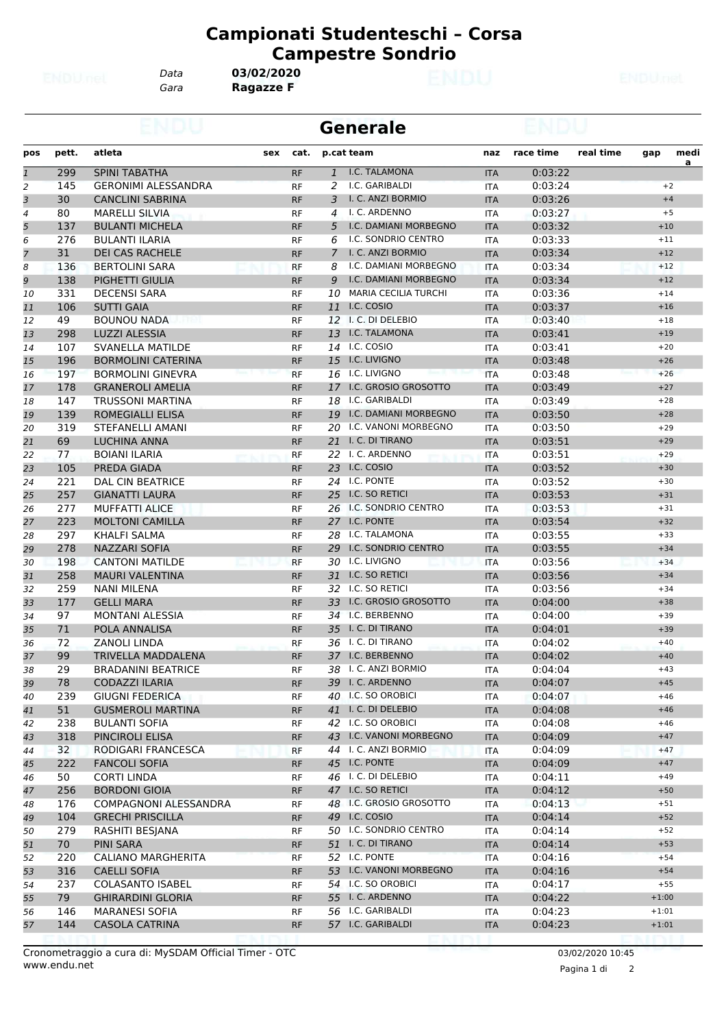# Campionati Studenteschi – Corsa Campestre Sondrio

Data **03/02/2020**
Gara **Ragazze F**

## Generale

| pos | pett. | atleta | sex | cat. | p.cat | team | naz | race time | real time | gap | media |
|---|---|---|---|---|---|---|---|---|---|---|---|
| 1 | 299 | SPINI TABATHA | | RF | 1 | I.C. TALAMONA | ITA | 0:03:22 | | | |
| 2 | 145 | GERONIMI ALESSANDRA | | RF | 2 | I.C. GARIBALDI | ITA | 0:03:24 | | +2 | |
| 3 | 30 | CANCLINI SABRINA | | RF | 3 | I. C. ANZI BORMIO | ITA | 0:03:26 | | +4 | |
| 4 | 80 | MARELLI SILVIA | | RF | 4 | I. C. ARDENNO | ITA | 0:03:27 | | +5 | |
| 5 | 137 | BULANTI MICHELA | | RF | 5 | I.C. DAMIANI MORBEGNO | ITA | 0:03:32 | | +10 | |
| 6 | 276 | BULANTI ILARIA | | RF | 6 | I.C. SONDRIO CENTRO | ITA | 0:03:33 | | +11 | |
| 7 | 31 | DEI CAS RACHELE | | RF | 7 | I. C. ANZI BORMIO | ITA | 0:03:34 | | +12 | |
| 8 | 136 | BERTOLINI SARA | | RF | 8 | I.C. DAMIANI MORBEGNO | ITA | 0:03:34 | | +12 | |
| 9 | 138 | PIGHETTI GIULIA | | RF | 9 | I.C. DAMIANI MORBEGNO | ITA | 0:03:34 | | +12 | |
| 10 | 331 | DECENSI SARA | | RF | 10 | MARIA CECILIA TURCHI | ITA | 0:03:36 | | +14 | |
| 11 | 106 | SUTTI GAIA | | RF | 11 | I.C. COSIO | ITA | 0:03:37 | | +16 | |
| 12 | 49 | BOUNOU NADA | | RF | 12 | I. C. DI DELEBIO | ITA | 0:03:40 | | +18 | |
| 13 | 298 | LUZZI ALESSIA | | RF | 13 | I.C. TALAMONA | ITA | 0:03:41 | | +19 | |
| 14 | 107 | SVANELLA MATILDE | | RF | 14 | I.C. COSIO | ITA | 0:03:41 | | +20 | |
| 15 | 196 | BORMOLINI CATERINA | | RF | 15 | I.C. LIVIGNO | ITA | 0:03:48 | | +26 | |
| 16 | 197 | BORMOLINI GINEVRA | | RF | 16 | I.C. LIVIGNO | ITA | 0:03:48 | | +26 | |
| 17 | 178 | GRANEROLI AMELIA | | RF | 17 | I.C. GROSIO GROSOTTO | ITA | 0:03:49 | | +27 | |
| 18 | 147 | TRUSSONI MARTINA | | RF | 18 | I.C. GARIBALDI | ITA | 0:03:49 | | +28 | |
| 19 | 139 | ROMEGIALLI ELISA | | RF | 19 | I.C. DAMIANI MORBEGNO | ITA | 0:03:50 | | +28 | |
| 20 | 319 | STEFANELLI AMANI | | RF | 20 | I.C. VANONI MORBEGNO | ITA | 0:03:50 | | +29 | |
| 21 | 69 | LUCHINA ANNA | | RF | 21 | I. C. DI TIRANO | ITA | 0:03:51 | | +29 | |
| 22 | 77 | BOIANI ILARIA | | RF | 22 | I. C. ARDENNO | ITA | 0:03:51 | | +29 | |
| 23 | 105 | PREDA GIADA | | RF | 23 | I.C. COSIO | ITA | 0:03:52 | | +30 | |
| 24 | 221 | DAL CIN BEATRICE | | RF | 24 | I.C. PONTE | ITA | 0:03:52 | | +30 | |
| 25 | 257 | GIANATTI LAURA | | RF | 25 | I.C. SO RETICI | ITA | 0:03:53 | | +31 | |
| 26 | 277 | MUFFATTI ALICE | | RF | 26 | I.C. SONDRIO CENTRO | ITA | 0:03:53 | | +31 | |
| 27 | 223 | MOLTONI CAMILLA | | RF | 27 | I.C. PONTE | ITA | 0:03:54 | | +32 | |
| 28 | 297 | KHALFI SALMA | | RF | 28 | I.C. TALAMONA | ITA | 0:03:55 | | +33 | |
| 29 | 278 | NAZZARI SOFIA | | RF | 29 | I.C. SONDRIO CENTRO | ITA | 0:03:55 | | +34 | |
| 30 | 198 | CANTONI MATILDE | | RF | 30 | I.C. LIVIGNO | ITA | 0:03:56 | | +34 | |
| 31 | 258 | MAURI VALENTINA | | RF | 31 | I.C. SO RETICI | ITA | 0:03:56 | | +34 | |
| 32 | 259 | NANI MILENA | | RF | 32 | I.C. SO RETICI | ITA | 0:03:56 | | +34 | |
| 33 | 177 | GELLI MARA | | RF | 33 | I.C. GROSIO GROSOTTO | ITA | 0:04:00 | | +38 | |
| 34 | 97 | MONTANI ALESSIA | | RF | 34 | I.C. BERBENNO | ITA | 0:04:00 | | +39 | |
| 35 | 71 | POLA ANNALISA | | RF | 35 | I. C. DI TIRANO | ITA | 0:04:01 | | +39 | |
| 36 | 72 | ZANOLI LINDA | | RF | 36 | I. C. DI TIRANO | ITA | 0:04:02 | | +40 | |
| 37 | 99 | TRIVELLA MADDALENA | | RF | 37 | I.C. BERBENNO | ITA | 0:04:02 | | +40 | |
| 38 | 29 | BRADANINI BEATRICE | | RF | 38 | I. C. ANZI BORMIO | ITA | 0:04:04 | | +43 | |
| 39 | 78 | CODAZZI ILARIA | | RF | 39 | I. C. ARDENNO | ITA | 0:04:07 | | +45 | |
| 40 | 239 | GIUGNI FEDERICA | | RF | 40 | I.C. SO OROBICI | ITA | 0:04:07 | | +46 | |
| 41 | 51 | GUSMEROLI MARTINA | | RF | 41 | I. C. DI DELEBIO | ITA | 0:04:08 | | +46 | |
| 42 | 238 | BULANTI SOFIA | | RF | 42 | I.C. SO OROBICI | ITA | 0:04:08 | | +46 | |
| 43 | 318 | PINCIROLI ELISA | | RF | 43 | I.C. VANONI MORBEGNO | ITA | 0:04:09 | | +47 | |
| 44 | 32 | RODIGARI FRANCESCA | | RF | 44 | I. C. ANZI BORMIO | ITA | 0:04:09 | | +47 | |
| 45 | 222 | FANCOLI SOFIA | | RF | 45 | I.C. PONTE | ITA | 0:04:09 | | +47 | |
| 46 | 50 | CORTI LINDA | | RF | 46 | I. C. DI DELEBIO | ITA | 0:04:11 | | +49 | |
| 47 | 256 | BORDONI GIOIA | | RF | 47 | I.C. SO RETICI | ITA | 0:04:12 | | +50 | |
| 48 | 176 | COMPAGNONI ALESSANDRA | | RF | 48 | I.C. GROSIO GROSOTTO | ITA | 0:04:13 | | +51 | |
| 49 | 104 | GRECHI PRISCILLA | | RF | 49 | I.C. COSIO | ITA | 0:04:14 | | +52 | |
| 50 | 279 | RASHITI BESJANA | | RF | 50 | I.C. SONDRIO CENTRO | ITA | 0:04:14 | | +52 | |
| 51 | 70 | PINI SARA | | RF | 51 | I. C. DI TIRANO | ITA | 0:04:14 | | +53 | |
| 52 | 220 | CALIANO MARGHERITA | | RF | 52 | I.C. PONTE | ITA | 0:04:16 | | +54 | |
| 53 | 316 | CAELLI SOFIA | | RF | 53 | I.C. VANONI MORBEGNO | ITA | 0:04:16 | | +54 | |
| 54 | 237 | COLASANTO ISABEL | | RF | 54 | I.C. SO OROBICI | ITA | 0:04:17 | | +55 | |
| 55 | 79 | GHIRARDINI GLORIA | | RF | 55 | I. C. ARDENNO | ITA | 0:04:22 | | +1:00 | |
| 56 | 146 | MARANESI SOFIA | | RF | 56 | I.C. GARIBALDI | ITA | 0:04:23 | | +1:01 | |
| 57 | 144 | CASOLA CATRINA | | RF | 57 | I.C. GARIBALDI | ITA | 0:04:23 | | +1:01 | |

Cronometraggio a cura di: MySDAM Official Timer - OTC
www.endu.net

03/02/2020 10:45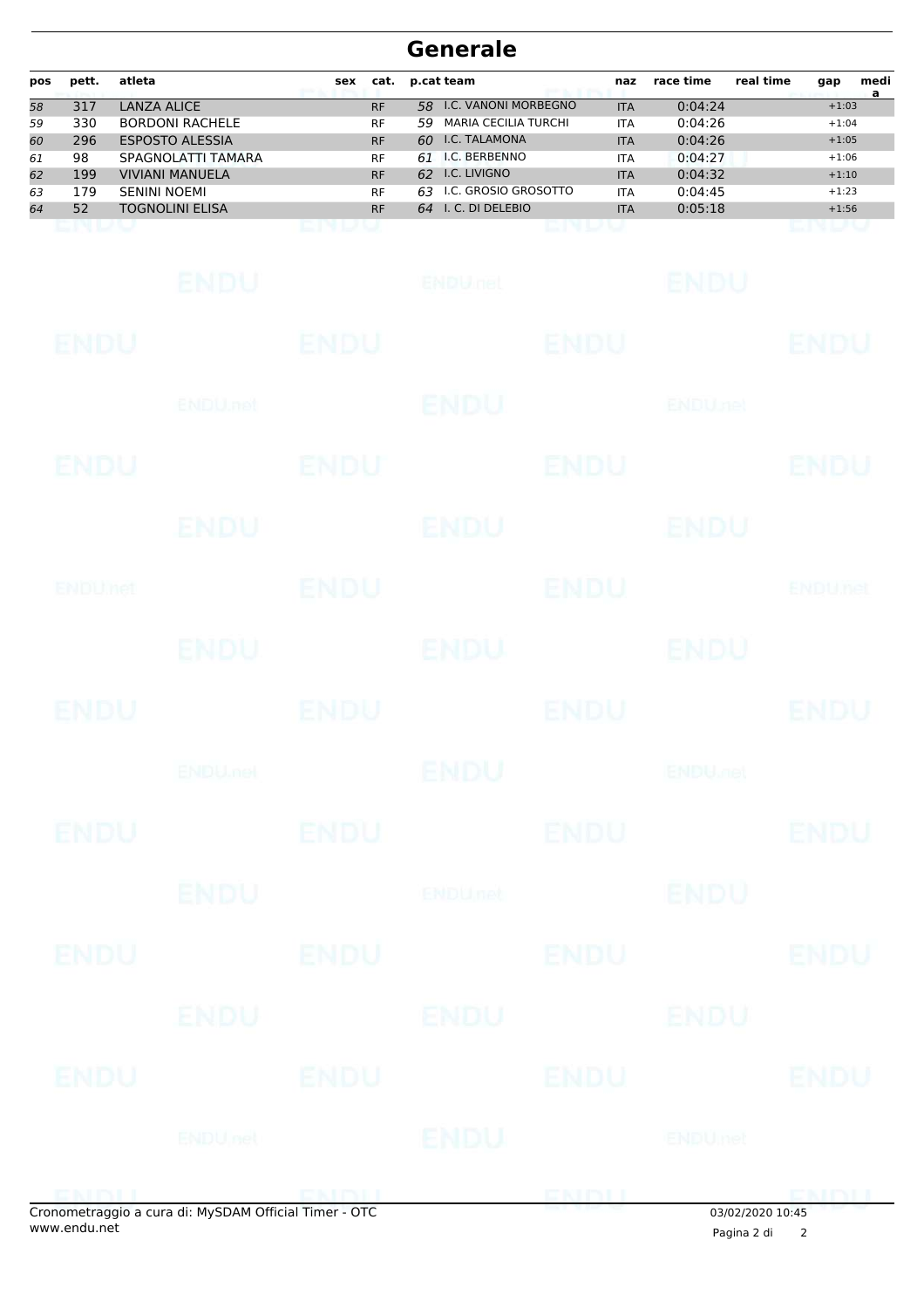# Generale

| pos | pett. | atleta | sex | cat. | p.cat | team | naz | race time | real time | gap | media |
|---|---|---|---|---|---|---|---|---|---|---|---|
| 58 | 317 | LANZA ALICE | | RF | 58 | I.C. VANONI MORBEGNO | ITA | 0:04:24 | | +1:03 | |
| 59 | 330 | BORDONI RACHELE | | RF | 59 | MARIA CECILIA TURCHI | ITA | 0:04:26 | | +1:04 | |
| 60 | 296 | ESPOSTO ALESSIA | | RF | 60 | I.C. TALAMONA | ITA | 0:04:26 | | +1:05 | |
| 61 | 98 | SPAGNOLATTI TAMARA | | RF | 61 | I.C. BERBENNO | ITA | 0:04:27 | | +1:06 | |
| 62 | 199 | VIVIANI MANUELA | | RF | 62 | I.C. LIVIGNO | ITA | 0:04:32 | | +1:10 | |
| 63 | 179 | SENINI NOEMI | | RF | 63 | I.C. GROSIO GROSOTTO | ITA | 0:04:45 | | +1:23 | |
| 64 | 52 | TOGNOLINI ELISA | | RF | 64 | I. C. DI DELEBIO | ITA | 0:05:18 | | +1:56 | |

Cronometraggio a cura di: MySDAM Official Timer - OTC
www.endu.net

03/02/2020 10:45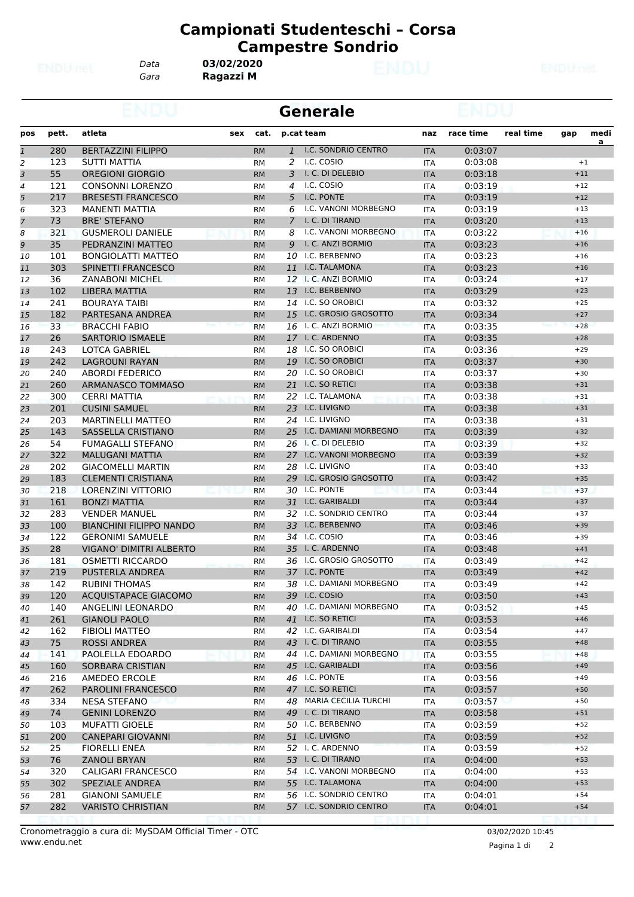# Campionati Studenteschi – Corsa Campestre Sondrio

Data **03/02/2020**
Gara **Ragazzi M**

## Generale

| pos | pett. | atleta | sex | cat. | p.cat | team | naz | race time | real time | gap | media |
|---|---|---|---|---|---|---|---|---|---|---|---|
| 1 | 280 | BERTAZZINI FILIPPO | | RM | 1 | I.C. SONDRIO CENTRO | ITA | 0:03:07 | | | |
| 2 | 123 | SUTTI MATTIA | | RM | 2 | I.C. COSIO | ITA | 0:03:08 | | +1 | |
| 3 | 55 | OREGIONI GIORGIO | | RM | 3 | I. C. DI DELEBIO | ITA | 0:03:18 | | +11 | |
| 4 | 121 | CONSONNI LORENZO | | RM | 4 | I.C. COSIO | ITA | 0:03:19 | | +12 | |
| 5 | 217 | BRESESTI FRANCESCO | | RM | 5 | I.C. PONTE | ITA | 0:03:19 | | +12 | |
| 6 | 323 | MANENTI MATTIA | | RM | 6 | I.C. VANONI MORBEGNO | ITA | 0:03:19 | | +13 | |
| 7 | 73 | BRE' STEFANO | | RM | 7 | I. C. DI TIRANO | ITA | 0:03:20 | | +13 | |
| 8 | 321 | GUSMEROLI DANIELE | | RM | 8 | I.C. VANONI MORBEGNO | ITA | 0:03:22 | | +16 | |
| 9 | 35 | PEDRANZINI MATTEO | | RM | 9 | I. C. ANZI BORMIO | ITA | 0:03:23 | | +16 | |
| 10 | 101 | BONGIOLATTI MATTEO | | RM | 10 | I.C. BERBENNO | ITA | 0:03:23 | | +16 | |
| 11 | 303 | SPINETTI FRANCESCO | | RM | 11 | I.C. TALAMONA | ITA | 0:03:23 | | +16 | |
| 12 | 36 | ZANABONI MICHEL | | RM | 12 | I. C. ANZI BORMIO | ITA | 0:03:24 | | +17 | |
| 13 | 102 | LIBERA MATTIA | | RM | 13 | I.C. BERBENNO | ITA | 0:03:29 | | +23 | |
| 14 | 241 | BOURAYA TAIBI | | RM | 14 | I.C. SO OROBICI | ITA | 0:03:32 | | +25 | |
| 15 | 182 | PARTESANA ANDREA | | RM | 15 | I.C. GROSIO GROSOTTO | ITA | 0:03:34 | | +27 | |
| 16 | 33 | BRACCHI FABIO | | RM | 16 | I. C. ANZI BORMIO | ITA | 0:03:35 | | +28 | |
| 17 | 26 | SARTORIO ISMAELE | | RM | 17 | I. C. ARDENNO | ITA | 0:03:35 | | +28 | |
| 18 | 243 | LOTCA GABRIEL | | RM | 18 | I.C. SO OROBICI | ITA | 0:03:36 | | +29 | |
| 19 | 242 | LAGROUNI RAYAN | | RM | 19 | I.C. SO OROBICI | ITA | 0:03:37 | | +30 | |
| 20 | 240 | ABORDI FEDERICO | | RM | 20 | I.C. SO OROBICI | ITA | 0:03:37 | | +30 | |
| 21 | 260 | ARMANASCO TOMMASO | | RM | 21 | I.C. SO RETICI | ITA | 0:03:38 | | +31 | |
| 22 | 300 | CERRI MATTIA | | RM | 22 | I.C. TALAMONA | ITA | 0:03:38 | | +31 | |
| 23 | 201 | CUSINI SAMUEL | | RM | 23 | I.C. LIVIGNO | ITA | 0:03:38 | | +31 | |
| 24 | 203 | MARTINELLI MATTEO | | RM | 24 | I.C. LIVIGNO | ITA | 0:03:38 | | +31 | |
| 25 | 143 | SASSELLA CRISTIANO | | RM | 25 | I.C. DAMIANI MORBEGNO | ITA | 0:03:39 | | +32 | |
| 26 | 54 | FUMAGALLI STEFANO | | RM | 26 | I. C. DI DELEBIO | ITA | 0:03:39 | | +32 | |
| 27 | 322 | MALUGANI MATTIA | | RM | 27 | I.C. VANONI MORBEGNO | ITA | 0:03:39 | | +32 | |
| 28 | 202 | GIACOMELLI MARTIN | | RM | 28 | I.C. LIVIGNO | ITA | 0:03:40 | | +33 | |
| 29 | 183 | CLEMENTI CRISTIANA | | RM | 29 | I.C. GROSIO GROSOTTO | ITA | 0:03:42 | | +35 | |
| 30 | 218 | LORENZINI VITTORIO | | RM | 30 | I.C. PONTE | ITA | 0:03:44 | | +37 | |
| 31 | 161 | BONZI MATTIA | | RM | 31 | I.C. GARIBALDI | ITA | 0:03:44 | | +37 | |
| 32 | 283 | VENDER MANUEL | | RM | 32 | I.C. SONDRIO CENTRO | ITA | 0:03:44 | | +37 | |
| 33 | 100 | BIANCHINI FILIPPO NANDO | | RM | 33 | I.C. BERBENNO | ITA | 0:03:46 | | +39 | |
| 34 | 122 | GERONIMI SAMUELE | | RM | 34 | I.C. COSIO | ITA | 0:03:46 | | +39 | |
| 35 | 28 | VIGANO' DIMITRI ALBERTO | | RM | 35 | I. C. ARDENNO | ITA | 0:03:48 | | +41 | |
| 36 | 181 | OSMETTI RICCARDO | | RM | 36 | I.C. GROSIO GROSOTTO | ITA | 0:03:49 | | +42 | |
| 37 | 219 | PUSTERLA ANDREA | | RM | 37 | I.C. PONTE | ITA | 0:03:49 | | +42 | |
| 38 | 142 | RUBINI THOMAS | | RM | 38 | I.C. DAMIANI MORBEGNO | ITA | 0:03:49 | | +42 | |
| 39 | 120 | ACQUISTAPACE GIACOMO | | RM | 39 | I.C. COSIO | ITA | 0:03:50 | | +43 | |
| 40 | 140 | ANGELINI LEONARDO | | RM | 40 | I.C. DAMIANI MORBEGNO | ITA | 0:03:52 | | +45 | |
| 41 | 261 | GIANOLI PAOLO | | RM | 41 | I.C. SO RETICI | ITA | 0:03:53 | | +46 | |
| 42 | 162 | FIBIOLI MATTEO | | RM | 42 | I.C. GARIBALDI | ITA | 0:03:54 | | +47 | |
| 43 | 75 | ROSSI ANDREA | | RM | 43 | I. C. DI TIRANO | ITA | 0:03:55 | | +48 | |
| 44 | 141 | PAOLELLA EDOARDO | | RM | 44 | I.C. DAMIANI MORBEGNO | ITA | 0:03:55 | | +48 | |
| 45 | 160 | SORBARA CRISTIAN | | RM | 45 | I.C. GARIBALDI | ITA | 0:03:56 | | +49 | |
| 46 | 216 | AMEDEO ERCOLE | | RM | 46 | I.C. PONTE | ITA | 0:03:56 | | +49 | |
| 47 | 262 | PAROLINI FRANCESCO | | RM | 47 | I.C. SO RETICI | ITA | 0:03:57 | | +50 | |
| 48 | 334 | NESA STEFANO | | RM | 48 | MARIA CECILIA TURCHI | ITA | 0:03:57 | | +50 | |
| 49 | 74 | GENINI LORENZO | | RM | 49 | I. C. DI TIRANO | ITA | 0:03:58 | | +51 | |
| 50 | 103 | MUFATTI GIOELE | | RM | 50 | I.C. BERBENNO | ITA | 0:03:59 | | +52 | |
| 51 | 200 | CANEPARI GIOVANNI | | RM | 51 | I.C. LIVIGNO | ITA | 0:03:59 | | +52 | |
| 52 | 25 | FIORELLI ENEA | | RM | 52 | I. C. ARDENNO | ITA | 0:03:59 | | +52 | |
| 53 | 76 | ZANOLI BRYAN | | RM | 53 | I. C. DI TIRANO | ITA | 0:04:00 | | +53 | |
| 54 | 320 | CALIGARI FRANCESCO | | RM | 54 | I.C. VANONI MORBEGNO | ITA | 0:04:00 | | +53 | |
| 55 | 302 | SPEZIALE ANDREA | | RM | 55 | I.C. TALAMONA | ITA | 0:04:00 | | +53 | |
| 56 | 281 | GIANONI SAMUELE | | RM | 56 | I.C. SONDRIO CENTRO | ITA | 0:04:01 | | +54 | |
| 57 | 282 | VARISTO CHRISTIAN | | RM | 57 | I.C. SONDRIO CENTRO | ITA | 0:04:01 | | +54 | |

Cronometraggio a cura di: MySDAM Official Timer - OTC
www.endu.net

03/02/2020 10:45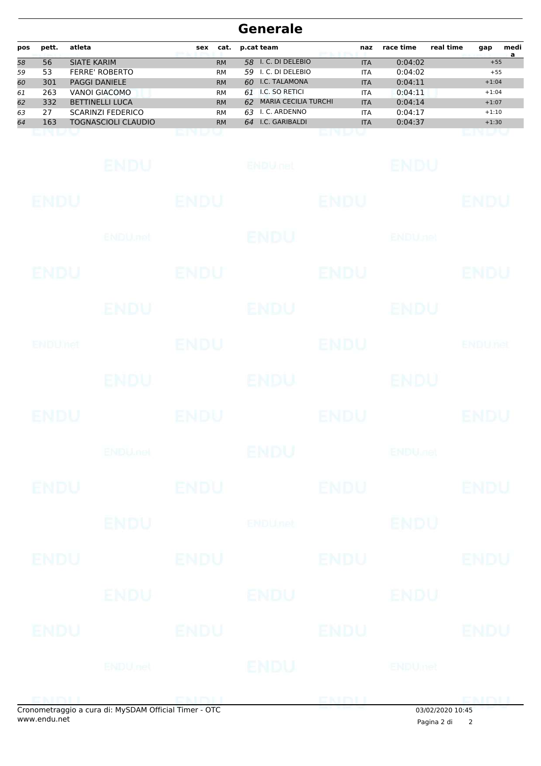# Generale

| pos | pett. | atleta | sex | cat. | p.cat | team | naz | race time | real time | gap | media |
|---|---|---|---|---|---|---|---|---|---|---|---|
| 58 | 56 | SIATE KARIM | | RM | 58 | I. C. DI DELEBIO | ITA | 0:04:02 | | +55 | |
| 59 | 53 | FERRE' ROBERTO | | RM | 59 | I. C. DI DELEBIO | ITA | 0:04:02 | | +55 | |
| 60 | 301 | PAGGI DANIELE | | RM | 60 | I.C. TALAMONA | ITA | 0:04:11 | | +1:04 | |
| 61 | 263 | VANOI GIACOMO | | RM | 61 | I.C. SO RETICI | ITA | 0:04:11 | | +1:04 | |
| 62 | 332 | BETTINELLI LUCA | | RM | 62 | MARIA CECILIA TURCHI | ITA | 0:04:14 | | +1:07 | |
| 63 | 27 | SCARINZI FEDERICO | | RM | 63 | I. C. ARDENNO | ITA | 0:04:17 | | +1:10 | |
| 64 | 163 | TOGNASCIOLI CLAUDIO | | RM | 64 | I.C. GARIBALDI | ITA | 0:04:37 | | +1:30 | |

Cronometraggio a cura di: MySDAM Official Timer - OTC
www.endu.net

03/02/2020 10:45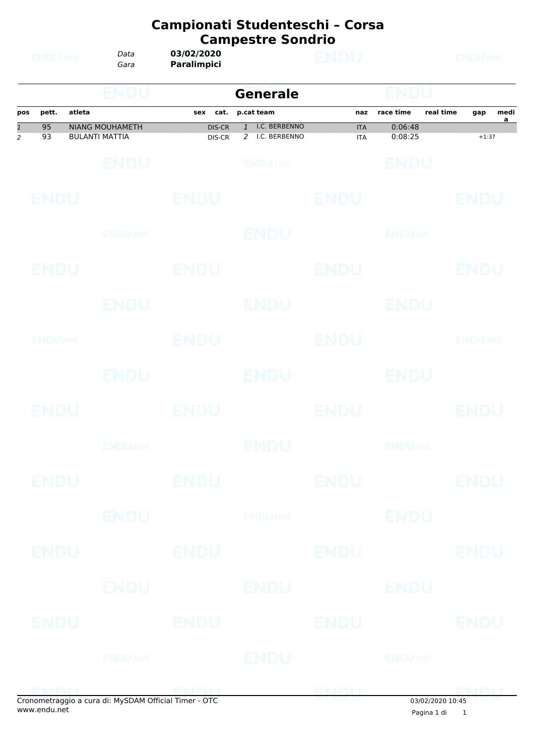# Campionati Studenteschi – Corsa Campestre Sondrio

*Data* **03/02/2020**
*Gara* **Paralimpici**

## Generale

| pos | pett. | atleta | sex | cat. | p.cat | team | naz | race time | real time | gap | media |
|---|---|---|---|---|---|---|---|---|---|---|---|
| 1 | 95 | NIANG MOUHAMETH | | DIS-CR | 1 | I.C. BERBENNO | ITA | 0:06:48 | | | |
| 2 | 93 | BULANTI MATTIA | | DIS-CR | 2 | I.C. BERBENNO | ITA | 0:08:25 | | +1:37 | |

Cronometraggio a cura di: MySDAM Official Timer - OTC
www.endu.net

03/02/2020 10:45